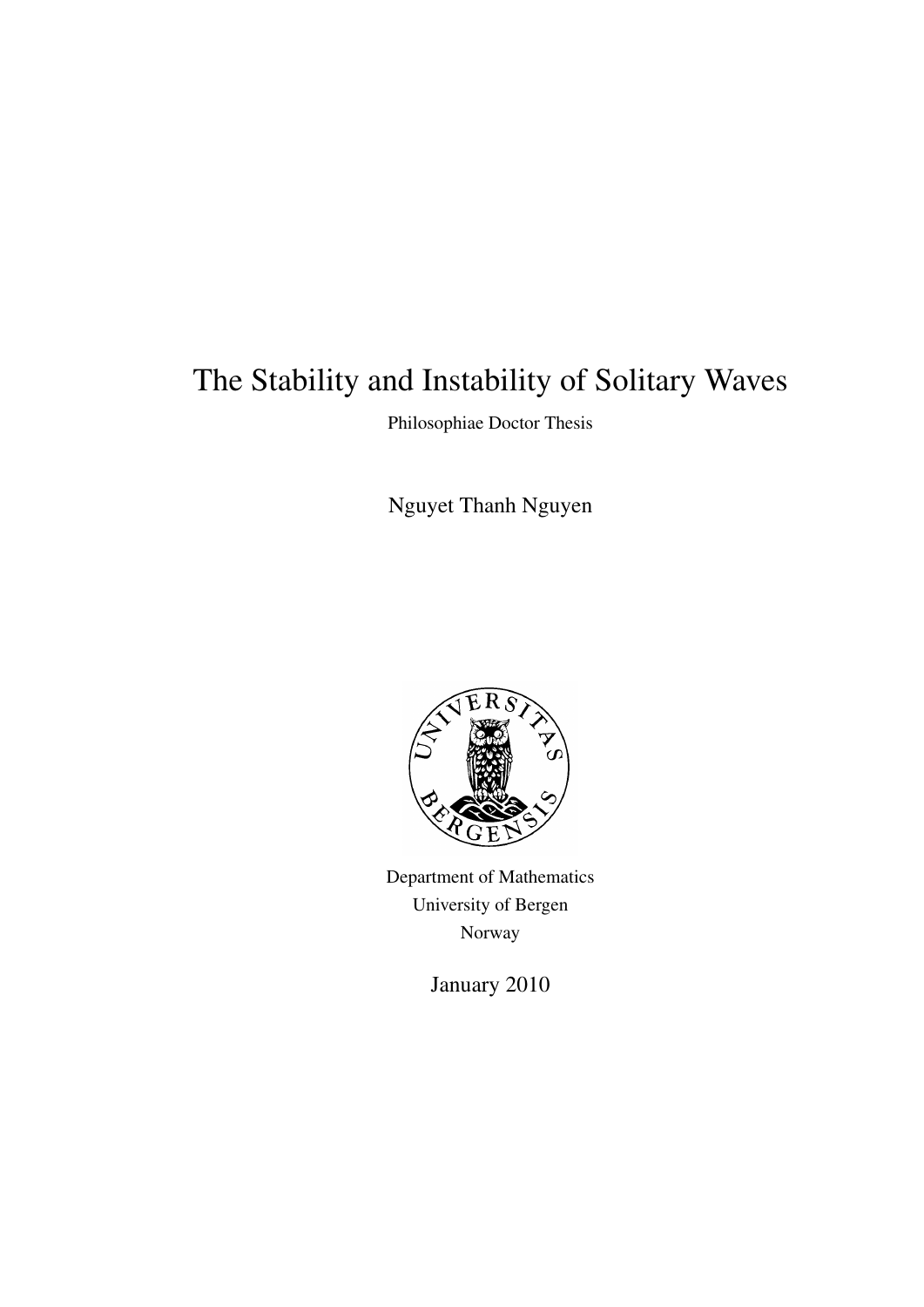# The Stability and Instability of Solitary Waves

Philosophiae Doctor Thesis

Nguyet Thanh Nguyen

Department of Mathematics
University of Bergen
Norway

January 2010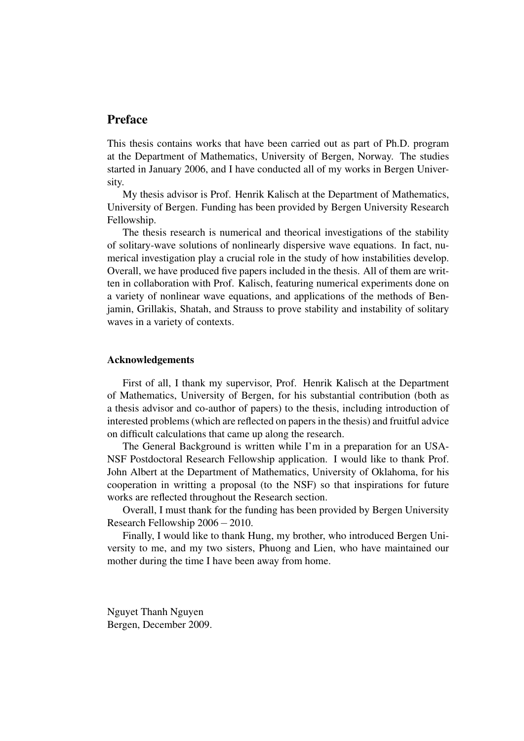## Preface

This thesis contains works that have been carried out as part of Ph.D. program at the Department of Mathematics, University of Bergen, Norway. The studies started in January 2006, and I have conducted all of my works in Bergen University.

My thesis advisor is Prof. Henrik Kalisch at the Department of Mathematics, University of Bergen. Funding has been provided by Bergen University Research Fellowship.

The thesis research is numerical and theorical investigations of the stability of solitary-wave solutions of nonlinearly dispersive wave equations. In fact, numerical investigation play a crucial role in the study of how instabilities develop. Overall, we have produced five papers included in the thesis. All of them are written in collaboration with Prof. Kalisch, featuring numerical experiments done on a variety of nonlinear wave equations, and applications of the methods of Benjamin, Grillakis, Shatah, and Strauss to prove stability and instability of solitary waves in a variety of contexts.

### Acknowledgements

First of all, I thank my supervisor, Prof. Henrik Kalisch at the Department of Mathematics, University of Bergen, for his substantial contribution (both as a thesis advisor and co-author of papers) to the thesis, including introduction of interested problems (which are reflected on papers in the thesis) and fruitful advice on difficult calculations that came up along the research.

The General Background is written while I'm in a preparation for an USA-NSF Postdoctoral Research Fellowship application. I would like to thank Prof. John Albert at the Department of Mathematics, University of Oklahoma, for his cooperation in writting a proposal (to the NSF) so that inspirations for future works are reflected throughout the Research section.

Overall, I must thank for the funding has been provided by Bergen University Research Fellowship $2006-2010$.

Finally, I would like to thank Hung, my brother, who introduced Bergen University to me, and my two sisters, Phuong and Lien, who have maintained our mother during the time I have been away from home.

Nguyet Thanh Nguyen
Bergen, December 2009.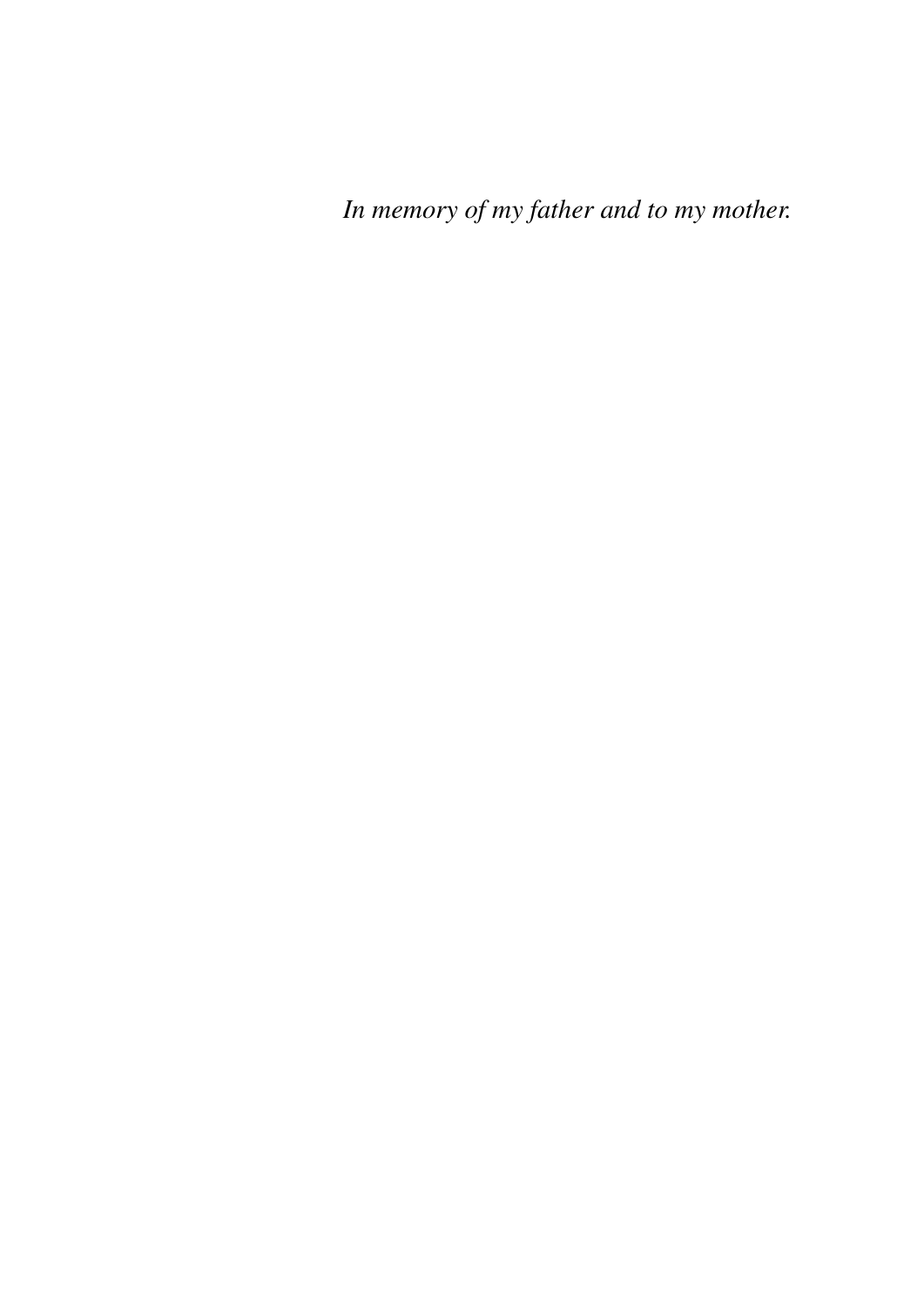*In memory of my father and to my mother.*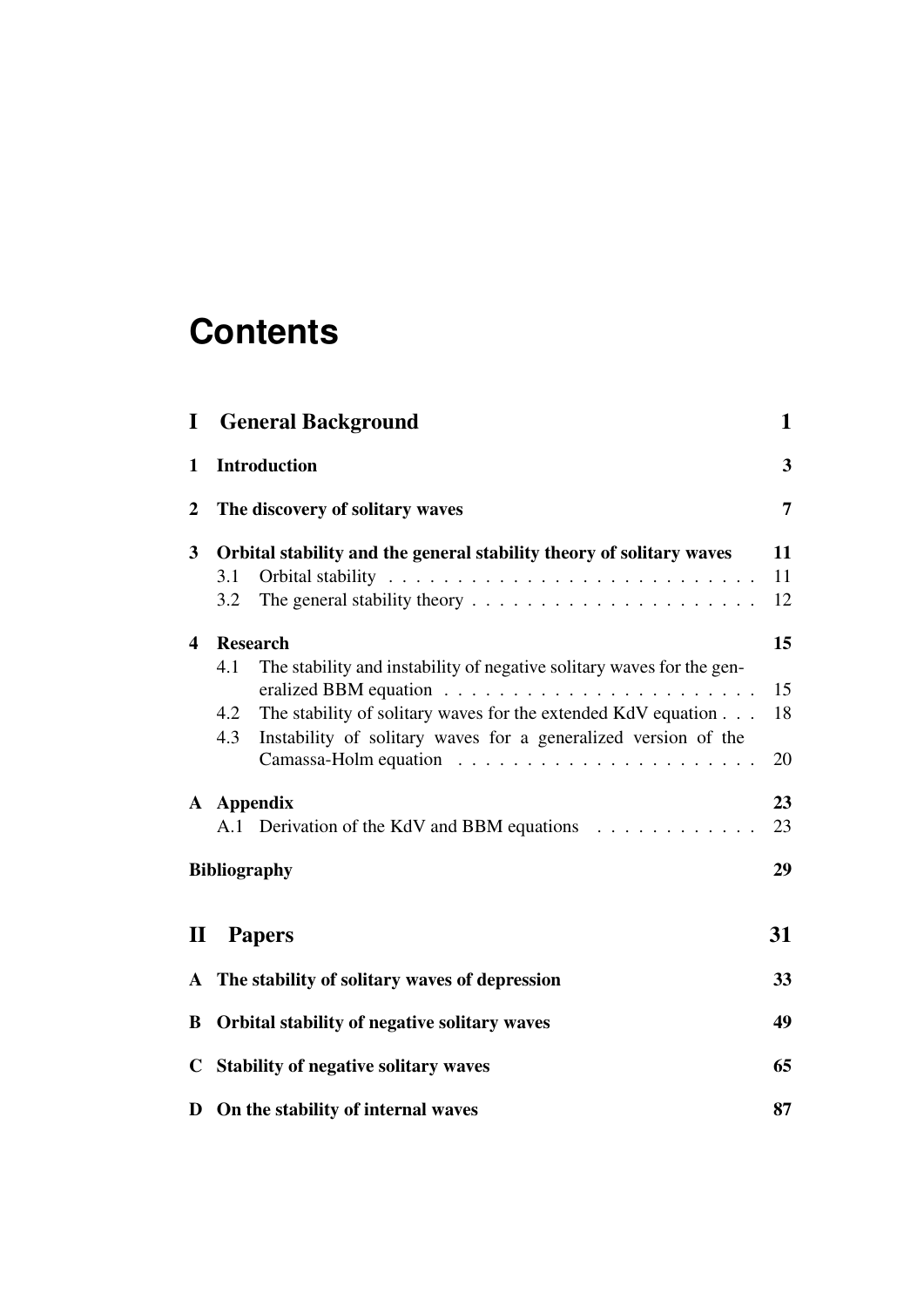# Contents

**I General Background** **1**

**1 Introduction** **3**

**2 The discovery of solitary waves** **7**

**3 Orbital stability and the general stability theory of solitary waves** **11**

- 3.1 Orbital stability . . . . . . . . . . . . . . . . . . . . . . . . . . . 11
- 3.2 The general stability theory . . . . . . . . . . . . . . . . . . . . . 12

**4 Research** **15**

- 4.1 The stability and instability of negative solitary waves for the generalized BBM equation . . . . . . . . . . . . . . . . . . . . . . . . 15
- 4.2 The stability of solitary waves for the extended KdV equation . . . 18
- 4.3 Instability of solitary waves for a generalized version of the Camassa-Holm equation . . . . . . . . . . . . . . . . . . . . . . . 20

**A Appendix** **23**

- A.1 Derivation of the KdV and BBM equations . . . . . . . . . . . . 23

**Bibliography** **29**

**II Papers** **31**

**A The stability of solitary waves of depression** **33**

**B Orbital stability of negative solitary waves** **49**

**C Stability of negative solitary waves** **65**

**D On the stability of internal waves** **87**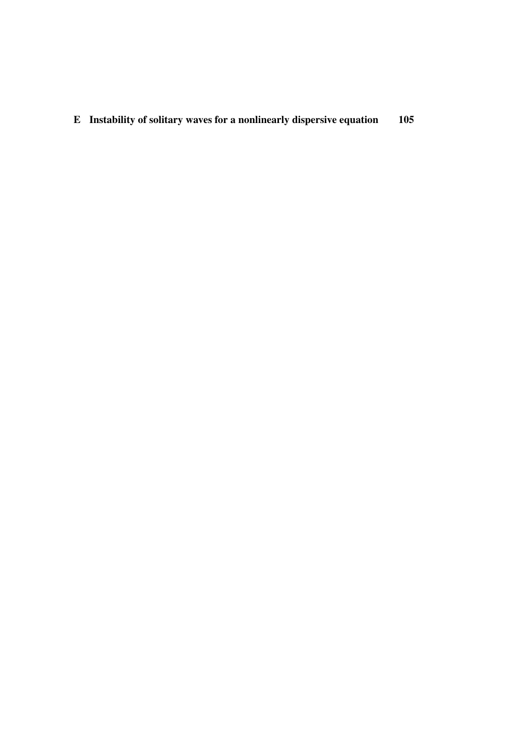**E Instability of solitary waves for a nonlinearly dispersive equation 105**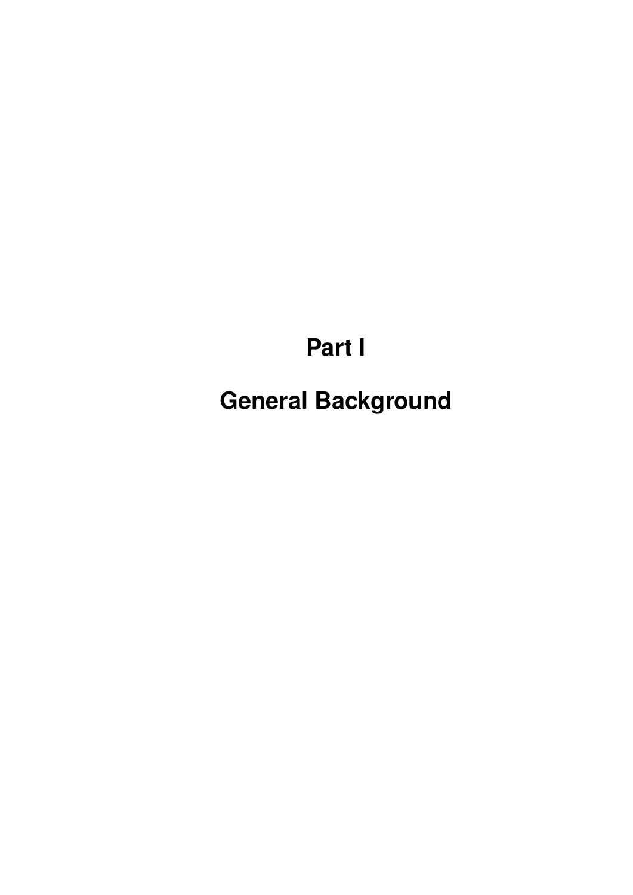# Part I

# General Background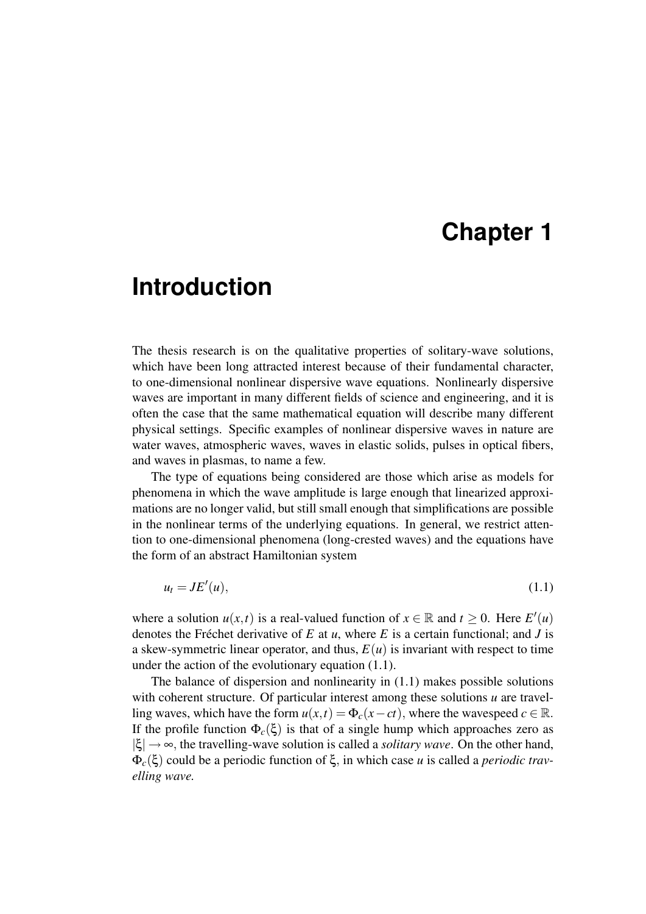# Chapter 1

# Introduction

The thesis research is on the qualitative properties of solitary-wave solutions, which have been long attracted interest because of their fundamental character, to one-dimensional nonlinear dispersive wave equations. Nonlinearly dispersive waves are important in many different fields of science and engineering, and it is often the case that the same mathematical equation will describe many different physical settings. Specific examples of nonlinear dispersive waves in nature are water waves, atmospheric waves, waves in elastic solids, pulses in optical fibers, and waves in plasmas, to name a few.

The type of equations being considered are those which arise as models for phenomena in which the wave amplitude is large enough that linearized approximations are no longer valid, but still small enough that simplifications are possible in the nonlinear terms of the underlying equations. In general, we restrict attention to one-dimensional phenomena (long-crested waves) and the equations have the form of an abstract Hamiltonian system

$$u_t = JE'(u), \tag{1.1}$$

where a solution $u(x,t)$ is a real-valued function of $x \in \mathbb{R}$ and $t \geq 0$. Here $E'(u)$ denotes the Fréchet derivative of $E$ at $u$, where $E$ is a certain functional; and $J$ is a skew-symmetric linear operator, and thus, $E(u)$ is invariant with respect to time under the action of the evolutionary equation (1.1).

The balance of dispersion and nonlinearity in (1.1) makes possible solutions with coherent structure. Of particular interest among these solutions $u$ are travelling waves, which have the form $u(x,t) = \Phi_c(x - ct)$, where the wavespeed $c \in \mathbb{R}$. If the profile function $\Phi_c(\xi)$ is that of a single hump which approaches zero as $|\xi| \to \infty$, the travelling-wave solution is called a *solitary wave*. On the other hand, $\Phi_c(\xi)$ could be a periodic function of $\xi$, in which case $u$ is called a *periodic travelling wave.*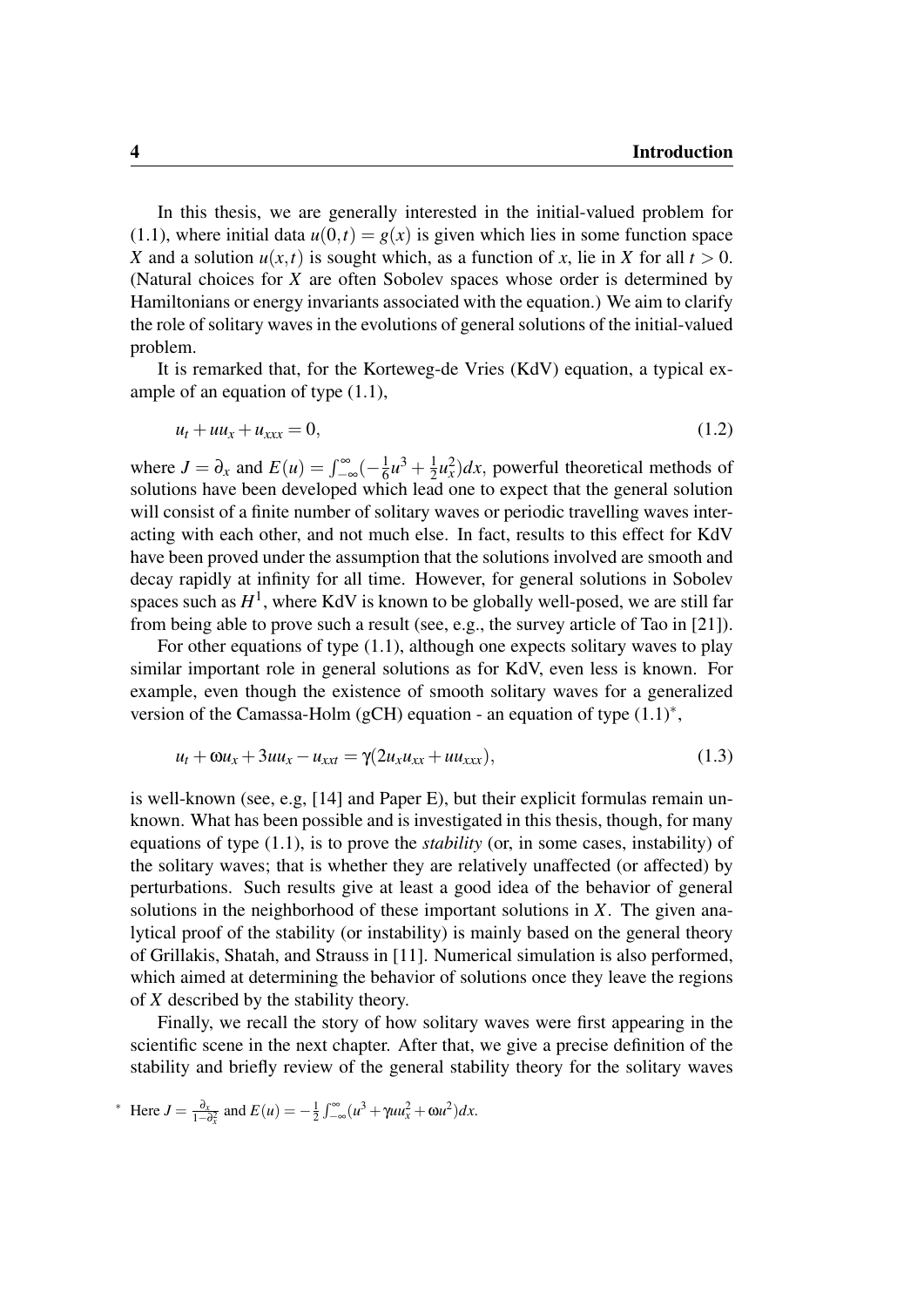In this thesis, we are generally interested in the initial-valued problem for (1.1), where initial data $u(0,t) = g(x)$ is given which lies in some function space $X$ and a solution $u(x,t)$ is sought which, as a function of $x$, lie in $X$ for all $t > 0$. (Natural choices for $X$ are often Sobolev spaces whose order is determined by Hamiltonians or energy invariants associated with the equation.) We aim to clarify the role of solitary waves in the evolutions of general solutions of the initial-valued problem.

It is remarked that, for the Korteweg-de Vries (KdV) equation, a typical example of an equation of type (1.1),

$$u_t + uu_x + u_{xxx} = 0, \tag{1.2}$$

where $J = \partial_x$ and $E(u) = \int_{-\infty}^{\infty}(-\frac{1}{6}u^3 + \frac{1}{2}u_x^2)dx$, powerful theoretical methods of solutions have been developed which lead one to expect that the general solution will consist of a finite number of solitary waves or periodic travelling waves interacting with each other, and not much else. In fact, results to this effect for KdV have been proved under the assumption that the solutions involved are smooth and decay rapidly at infinity for all time. However, for general solutions in Sobolev spaces such as $H^1$, where KdV is known to be globally well-posed, we are still far from being able to prove such a result (see, e.g., the survey article of Tao in [21]).

For other equations of type (1.1), although one expects solitary waves to play similar important role in general solutions as for KdV, even less is known. For example, even though the existence of smooth solitary waves for a generalized version of the Camassa-Holm (gCH) equation - an equation of type (1.1)*,

$$u_t + \omega u_x + 3uu_x - u_{xxt} = \gamma(2u_x u_{xx} + uu_{xxx}), \tag{1.3}$$

is well-known (see, e.g, [14] and Paper E), but their explicit formulas remain unknown. What has been possible and is investigated in this thesis, though, for many equations of type (1.1), is to prove the *stability* (or, in some cases, instability) of the solitary waves; that is whether they are relatively unaffected (or affected) by perturbations. Such results give at least a good idea of the behavior of general solutions in the neighborhood of these important solutions in $X$. The given analytical proof of the stability (or instability) is mainly based on the general theory of Grillakis, Shatah, and Strauss in [11]. Numerical simulation is also performed, which aimed at determining the behavior of solutions once they leave the regions of $X$ described by the stability theory.

Finally, we recall the story of how solitary waves were first appearing in the scientific scene in the next chapter. After that, we give a precise definition of the stability and briefly review of the general stability theory for the solitary waves

* Here $J = \frac{\partial_x}{1-\partial_x^2}$ and $E(u) = -\frac{1}{2}\int_{-\infty}^{\infty}(u^3 + \gamma u u_x^2 + \omega u^2)dx$.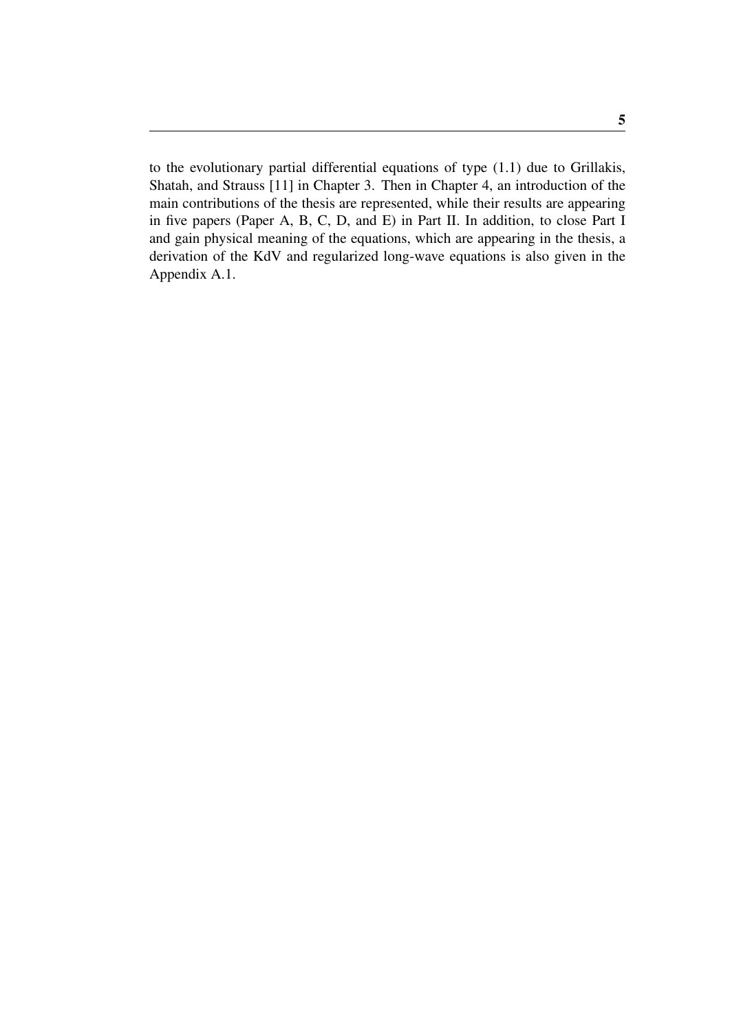to the evolutionary partial differential equations of type (1.1) due to Grillakis, Shatah, and Strauss [11] in Chapter 3. Then in Chapter 4, an introduction of the main contributions of the thesis are represented, while their results are appearing in five papers (Paper A, B, C, D, and E) in Part II. In addition, to close Part I and gain physical meaning of the equations, which are appearing in the thesis, a derivation of the KdV and regularized long-wave equations is also given in the Appendix A.1.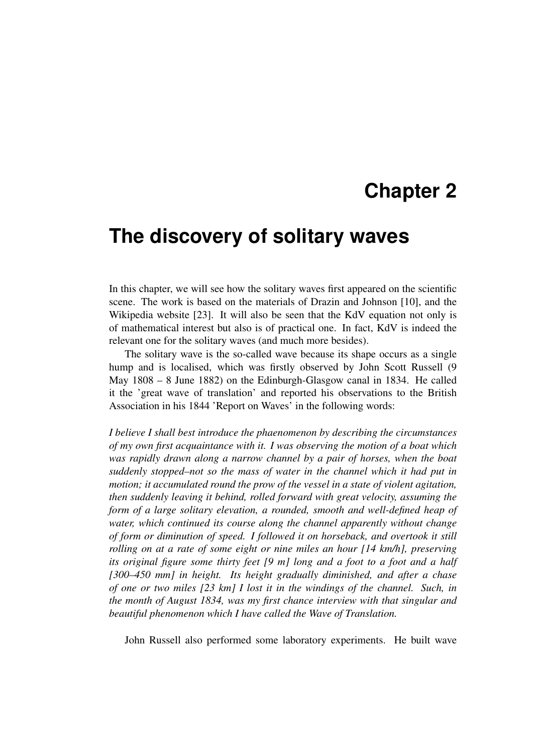# Chapter 2

# The discovery of solitary waves

In this chapter, we will see how the solitary waves first appeared on the scientific scene. The work is based on the materials of Drazin and Johnson [10], and the Wikipedia website [23]. It will also be seen that the KdV equation not only is of mathematical interest but also is of practical one. In fact, KdV is indeed the relevant one for the solitary waves (and much more besides).

The solitary wave is the so-called wave because its shape occurs as a single hump and is localised, which was firstly observed by John Scott Russell (9 May 1808 – 8 June 1882) on the Edinburgh-Glasgow canal in 1834. He called it the 'great wave of translation' and reported his observations to the British Association in his 1844 'Report on Waves' in the following words:

*I believe I shall best introduce the phaenomenon by describing the circumstances of my own first acquaintance with it. I was observing the motion of a boat which was rapidly drawn along a narrow channel by a pair of horses, when the boat suddenly stopped–not so the mass of water in the channel which it had put in motion; it accumulated round the prow of the vessel in a state of violent agitation, then suddenly leaving it behind, rolled forward with great velocity, assuming the form of a large solitary elevation, a rounded, smooth and well-defined heap of water, which continued its course along the channel apparently without change of form or diminution of speed. I followed it on horseback, and overtook it still rolling on at a rate of some eight or nine miles an hour [14 km/h], preserving its original figure some thirty feet [9 m] long and a foot to a foot and a half [300–450 mm] in height. Its height gradually diminished, and after a chase of one or two miles [23 km] I lost it in the windings of the channel. Such, in the month of August 1834, was my first chance interview with that singular and beautiful phenomenon which I have called the Wave of Translation.*

John Russell also performed some laboratory experiments. He built wave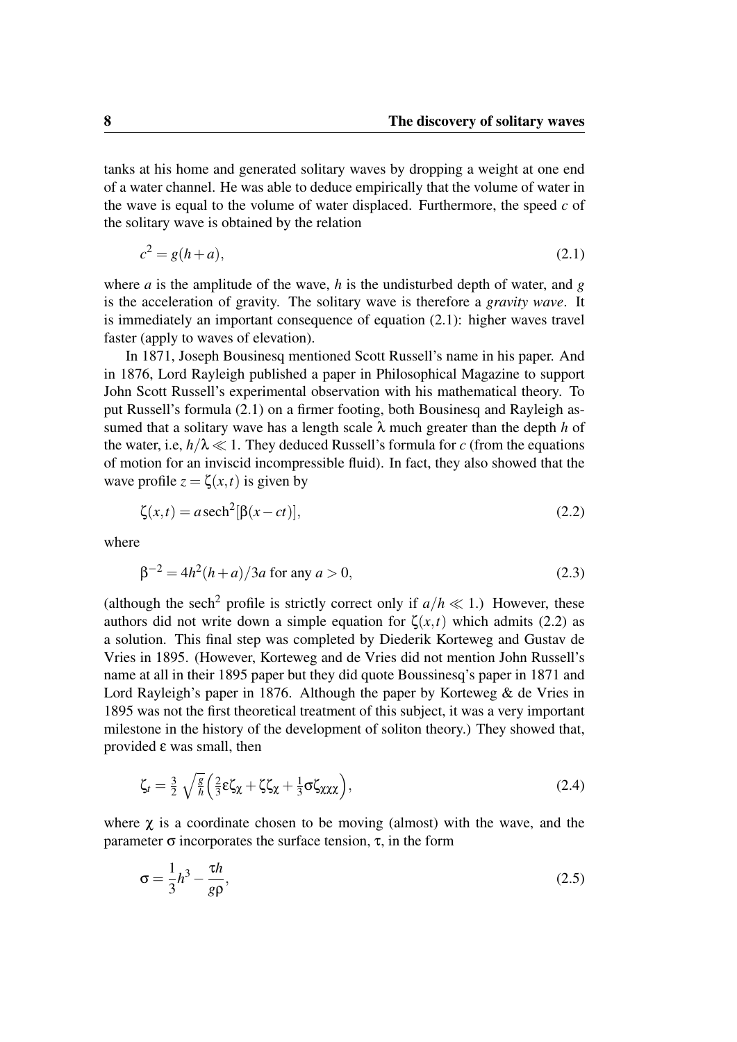tanks at his home and generated solitary waves by dropping a weight at one end of a water channel. He was able to deduce empirically that the volume of water in the wave is equal to the volume of water displaced. Furthermore, the speed $c$ of the solitary wave is obtained by the relation

$$c^2 = g(h+a), \tag{2.1}$$

where $a$ is the amplitude of the wave, $h$ is the undisturbed depth of water, and $g$ is the acceleration of gravity. The solitary wave is therefore a *gravity wave*. It is immediately an important consequence of equation (2.1): higher waves travel faster (apply to waves of elevation).

In 1871, Joseph Bousinesq mentioned Scott Russell's name in his paper. And in 1876, Lord Rayleigh published a paper in Philosophical Magazine to support John Scott Russell's experimental observation with his mathematical theory. To put Russell's formula (2.1) on a firmer footing, both Bousinesq and Rayleigh assumed that a solitary wave has a length scale $\lambda$ much greater than the depth $h$ of the water, i.e, $h/\lambda \ll 1$. They deduced Russell's formula for $c$ (from the equations of motion for an inviscid incompressible fluid). In fact, they also showed that the wave profile $z = \zeta(x,t)$ is given by

$$\zeta(x,t) = a\,\text{sech}^2[\beta(x-ct)], \tag{2.2}$$

where

$$\beta^{-2} = 4h^2(h+a)/3a \text{ for any } a > 0, \tag{2.3}$$

(although the $\text{sech}^2$ profile is strictly correct only if $a/h \ll 1$.) However, these authors did not write down a simple equation for $\zeta(x,t)$ which admits (2.2) as a solution. This final step was completed by Diederik Korteweg and Gustav de Vries in 1895. (However, Korteweg and de Vries did not mention John Russell's name at all in their 1895 paper but they did quote Boussinesq's paper in 1871 and Lord Rayleigh's paper in 1876. Although the paper by Korteweg & de Vries in 1895 was not the first theoretical treatment of this subject, it was a very important milestone in the history of the development of soliton theory.) They showed that, provided $\varepsilon$ was small, then

$$\zeta_t = \frac{3}{2}\sqrt{\frac{g}{h}}\left(\frac{2}{3}\varepsilon\zeta_\chi + \zeta\zeta_\chi + \frac{1}{3}\sigma\zeta_{\chi\chi\chi}\right), \tag{2.4}$$

where $\chi$ is a coordinate chosen to be moving (almost) with the wave, and the parameter $\sigma$ incorporates the surface tension, $\tau$, in the form

$$\sigma = \frac{1}{3}h^3 - \frac{\tau h}{g\rho}, \tag{2.5}$$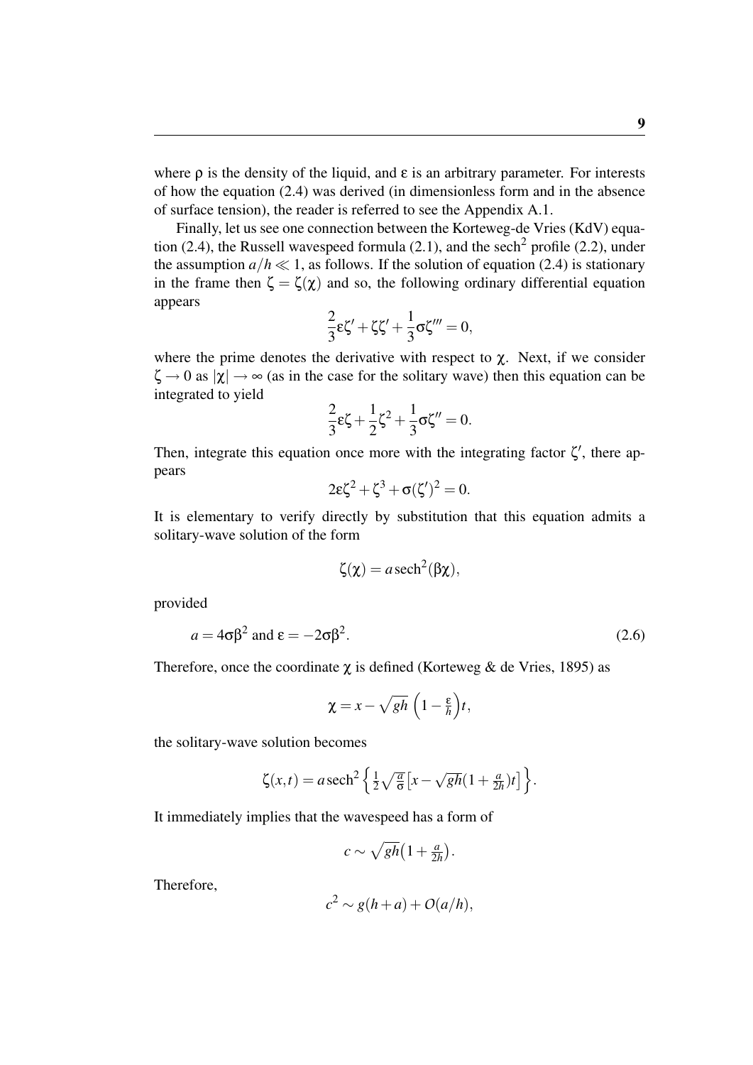where $\rho$ is the density of the liquid, and $\varepsilon$ is an arbitrary parameter. For interests of how the equation (2.4) was derived (in dimensionless form and in the absence of surface tension), the reader is referred to see the Appendix A.1.

Finally, let us see one connection between the Korteweg-de Vries (KdV) equation (2.4), the Russell wavespeed formula (2.1), and the $\text{sech}^2$ profile (2.2), under the assumption $a/h \ll 1$, as follows. If the solution of equation (2.4) is stationary in the frame then $\zeta = \zeta(\chi)$ and so, the following ordinary differential equation appears

$$\frac{2}{3}\varepsilon\zeta' + \zeta\zeta' + \frac{1}{3}\sigma\zeta''' = 0,$$

where the prime denotes the derivative with respect to $\chi$. Next, if we consider $\zeta \to 0$ as $|\chi| \to \infty$ (as in the case for the solitary wave) then this equation can be integrated to yield

$$\frac{2}{3}\varepsilon\zeta + \frac{1}{2}\zeta^2 + \frac{1}{3}\sigma\zeta'' = 0.$$

Then, integrate this equation once more with the integrating factor $\zeta'$, there appears

$$2\varepsilon\zeta^2 + \zeta^3 + \sigma(\zeta')^2 = 0.$$

It is elementary to verify directly by substitution that this equation admits a solitary-wave solution of the form

$$\zeta(\chi) = a\,\text{sech}^2(\beta\chi),$$

provided

$$a = 4\sigma\beta^2 \text{ and } \varepsilon = -2\sigma\beta^2. \tag{2.6}$$

Therefore, once the coordinate $\chi$ is defined (Korteweg & de Vries, 1895) as

$$\chi = x - \sqrt{gh}\,\left(1 - \tfrac{\varepsilon}{h}\right)t,$$

the solitary-wave solution becomes

$$\zeta(x,t) = a\,\text{sech}^2\left\{\tfrac{1}{2}\sqrt{\tfrac{a}{\sigma}}\left[x - \sqrt{gh}(1 + \tfrac{a}{2h})t\right]\right\}.$$

It immediately implies that the wavespeed has a form of

$$c \sim \sqrt{gh}\left(1 + \tfrac{a}{2h}\right).$$

Therefore,

$$c^2 \sim g(h+a) + O(a/h),$$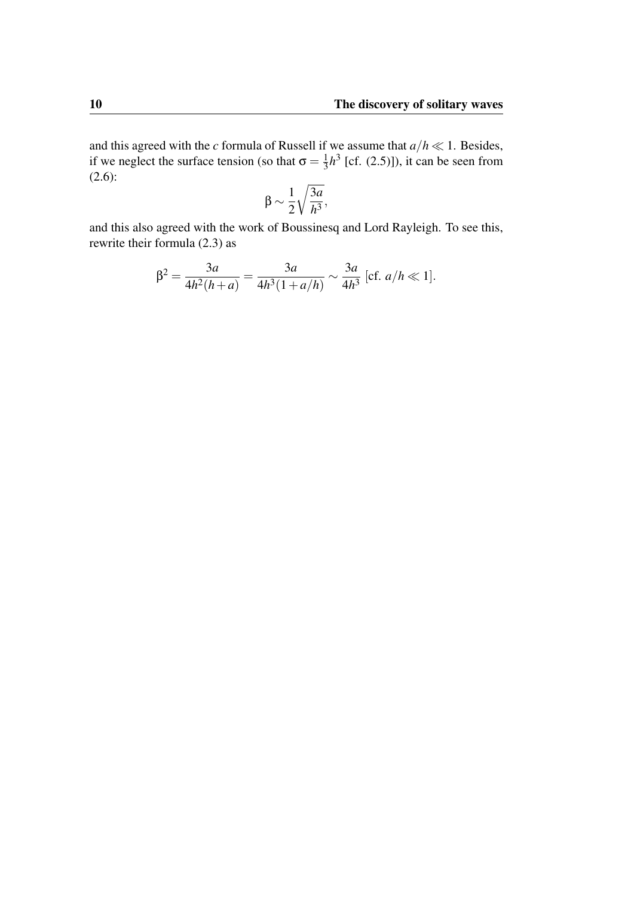and this agreed with the $c$ formula of Russell if we assume that $a/h \ll 1$. Besides, if we neglect the surface tension (so that $\sigma = \frac{1}{3}h^3$ [cf. (2.5)]), it can be seen from (2.6):

$$\beta \sim \frac{1}{2}\sqrt{\frac{3a}{h^3}},$$

and this also agreed with the work of Boussinesq and Lord Rayleigh. To see this, rewrite their formula (2.3) as

$$\beta^2 = \frac{3a}{4h^2(h+a)} = \frac{3a}{4h^3(1+a/h)} \sim \frac{3a}{4h^3} \text{ [cf. } a/h \ll 1\text{]}.$$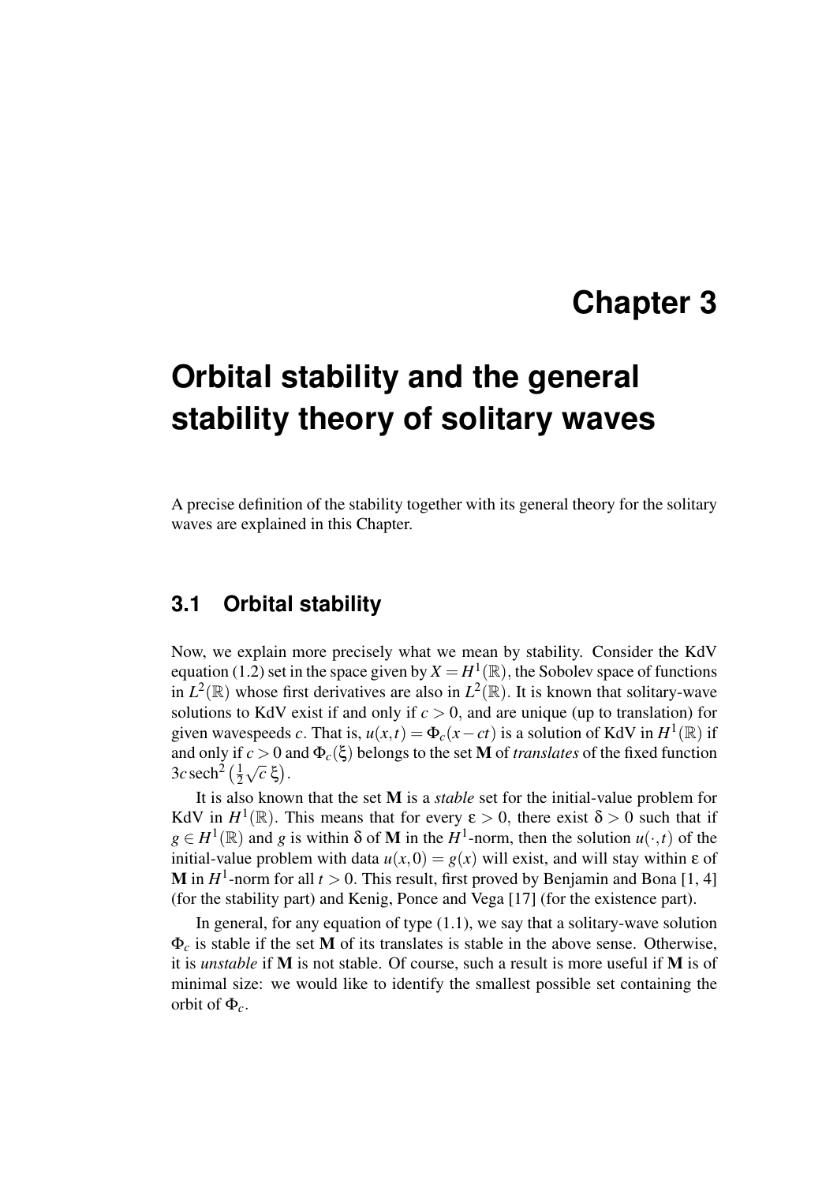# Chapter 3

# Orbital stability and the general stability theory of solitary waves

A precise definition of the stability together with its general theory for the solitary waves are explained in this Chapter.

## 3.1 Orbital stability

Now, we explain more precisely what we mean by stability. Consider the KdV equation (1.2) set in the space given by $X = H^1(\mathbb{R})$, the Sobolev space of functions in $L^2(\mathbb{R})$ whose first derivatives are also in $L^2(\mathbb{R})$. It is known that solitary-wave solutions to KdV exist if and only if $c > 0$, and are unique (up to translation) for given wavespeeds $c$. That is, $u(x,t) = \Phi_c(x - ct)$ is a solution of KdV in $H^1(\mathbb{R})$ if and only if $c > 0$ and $\Phi_c(\xi)$ belongs to the set $\mathbf{M}$ of *translates* of the fixed function $3c\,\mathrm{sech}^2\left(\frac{1}{2}\sqrt{c}\,\xi\right)$.

It is also known that the set $\mathbf{M}$ is a *stable* set for the initial-value problem for KdV in $H^1(\mathbb{R})$. This means that for every $\varepsilon > 0$, there exist $\delta > 0$ such that if $g \in H^1(\mathbb{R})$ and $g$ is within $\delta$ of $\mathbf{M}$ in the $H^1$-norm, then the solution $u(\cdot,t)$ of the initial-value problem with data $u(x,0) = g(x)$ will exist, and will stay within $\varepsilon$ of $\mathbf{M}$ in $H^1$-norm for all $t > 0$. This result, first proved by Benjamin and Bona [1, 4] (for the stability part) and Kenig, Ponce and Vega [17] (for the existence part).

In general, for any equation of type (1.1), we say that a solitary-wave solution $\Phi_c$ is stable if the set $\mathbf{M}$ of its translates is stable in the above sense. Otherwise, it is *unstable* if $\mathbf{M}$ is not stable. Of course, such a result is more useful if $\mathbf{M}$ is of minimal size: we would like to identify the smallest possible set containing the orbit of $\Phi_c$.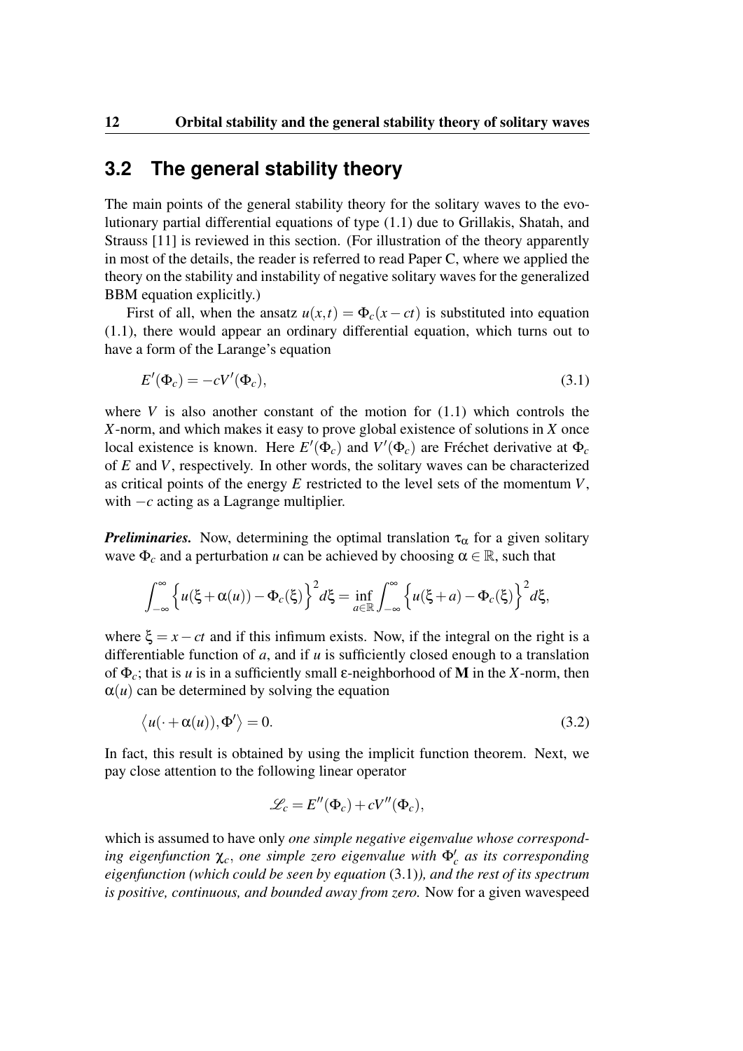## 3.2 The general stability theory

The main points of the general stability theory for the solitary waves to the evolutionary partial differential equations of type (1.1) due to Grillakis, Shatah, and Strauss [11] is reviewed in this section. (For illustration of the theory apparently in most of the details, the reader is referred to read Paper C, where we applied the theory on the stability and instability of negative solitary waves for the generalized BBM equation explicitly.)

First of all, when the ansatz $u(x,t) = \Phi_c(x-ct)$ is substituted into equation (1.1), there would appear an ordinary differential equation, which turns out to have a form of the Larange's equation

$$E'(\Phi_c) = -cV'(\Phi_c), \tag{3.1}$$

where $V$ is also another constant of the motion for (1.1) which controls the $X$-norm, and which makes it easy to prove global existence of solutions in $X$ once local existence is known. Here $E'(\Phi_c)$ and $V'(\Phi_c)$ are Fréchet derivative at $\Phi_c$ of $E$ and $V$, respectively. In other words, the solitary waves can be characterized as critical points of the energy $E$ restricted to the level sets of the momentum $V$, with $-c$ acting as a Lagrange multiplier.

***Preliminaries.*** Now, determining the optimal translation $\tau_\alpha$ for a given solitary wave $\Phi_c$ and a perturbation $u$ can be achieved by choosing $\alpha \in \mathbb{R}$, such that

$$\int_{-\infty}^{\infty} \Big\{ u(\xi + \alpha(u)) - \Phi_c(\xi) \Big\}^2 d\xi = \inf_{a \in \mathbb{R}} \int_{-\infty}^{\infty} \Big\{ u(\xi + a) - \Phi_c(\xi) \Big\}^2 d\xi,$$

where $\xi = x - ct$ and if this infimum exists. Now, if the integral on the right is a differentiable function of $a$, and if $u$ is sufficiently closed enough to a translation of $\Phi_c$; that is $u$ is in a sufficiently small $\varepsilon$-neighborhood of $\mathbf{M}$ in the $X$-norm, then $\alpha(u)$ can be determined by solving the equation

$$\big\langle u(\cdot + \alpha(u)), \Phi' \big\rangle = 0. \tag{3.2}$$

In fact, this result is obtained by using the implicit function theorem. Next, we pay close attention to the following linear operator

$$\mathscr{L}_c = E''(\Phi_c) + cV''(\Phi_c),$$

which is assumed to have only *one simple negative eigenvalue whose corresponding eigenfunction $\chi_c$, one simple zero eigenvalue with $\Phi_c'$ as its corresponding eigenfunction (which could be seen by equation* (3.1)*), and the rest of its spectrum is positive, continuous, and bounded away from zero.* Now for a given wavespeed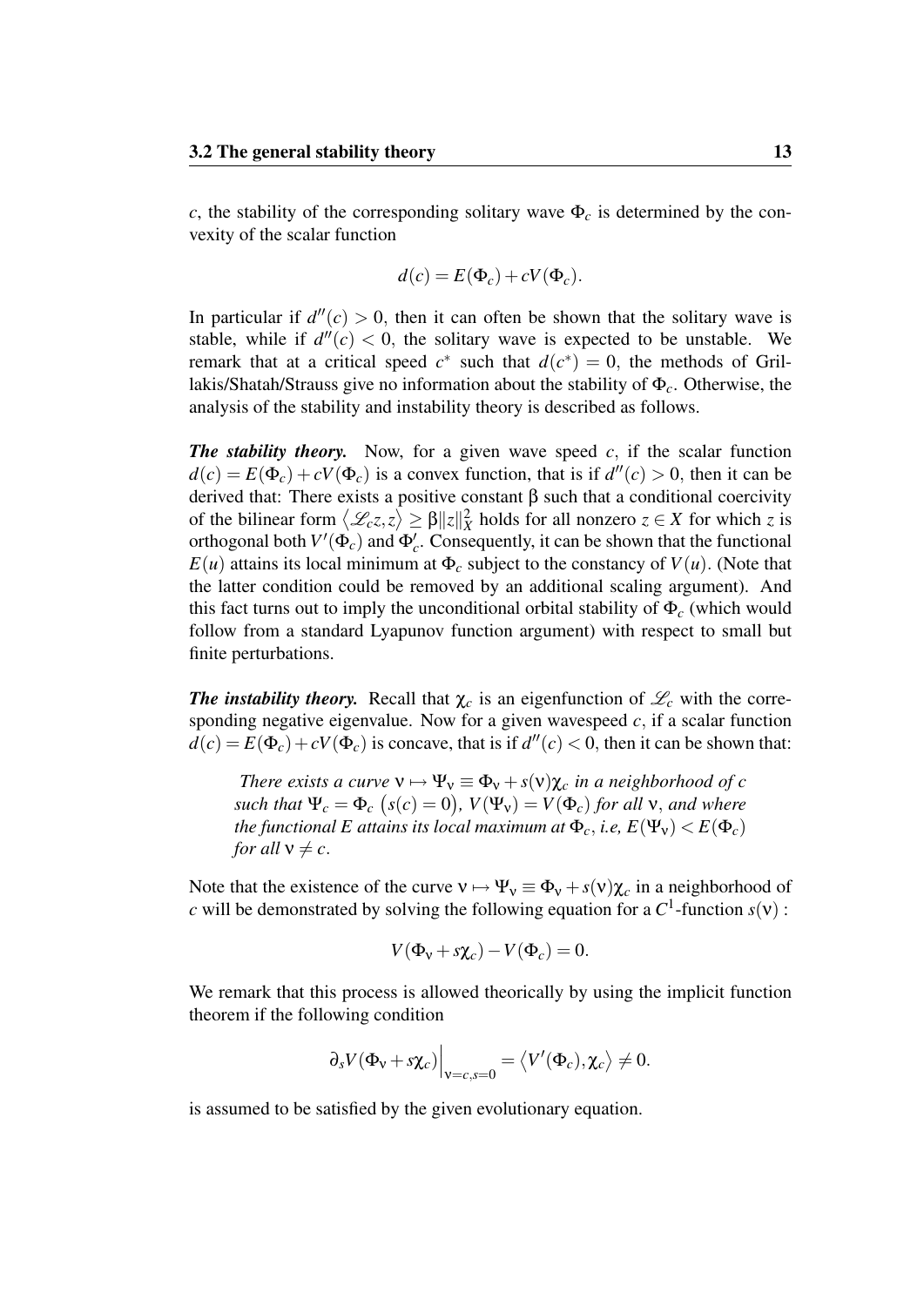$c$, the stability of the corresponding solitary wave $\Phi_c$ is determined by the convexity of the scalar function

$$d(c) = E(\Phi_c) + cV(\Phi_c).$$

In particular if $d''(c) > 0$, then it can often be shown that the solitary wave is stable, while if $d''(c) < 0$, the solitary wave is expected to be unstable. We remark that at a critical speed $c^*$ such that $d(c^*) = 0$, the methods of Grillakis/Shatah/Strauss give no information about the stability of $\Phi_c$. Otherwise, the analysis of the stability and instability theory is described as follows.

***The stability theory.*** Now, for a given wave speed $c$, if the scalar function $d(c) = E(\Phi_c) + cV(\Phi_c)$ is a convex function, that is if $d''(c) > 0$, then it can be derived that: There exists a positive constant $\beta$ such that a conditional coercivity of the bilinear form $\langle \mathscr{L}_c z, z \rangle \geq \beta \|z\|_X^2$ holds for all nonzero $z \in X$ for which $z$ is orthogonal both $V'(\Phi_c)$ and $\Phi_c'$. Consequently, it can be shown that the functional $E(u)$ attains its local minimum at $\Phi_c$ subject to the constancy of $V(u)$. (Note that the latter condition could be removed by an additional scaling argument). And this fact turns out to imply the unconditional orbital stability of $\Phi_c$ (which would follow from a standard Lyapunov function argument) with respect to small but finite perturbations.

***The instability theory.*** Recall that $\chi_c$ is an eigenfunction of $\mathscr{L}_c$ with the corresponding negative eigenvalue. Now for a given wavespeed $c$, if a scalar function $d(c) = E(\Phi_c) + cV(\Phi_c)$ is concave, that is if $d''(c) < 0$, then it can be shown that:

> *There exists a curve $\nu \mapsto \Psi_\nu \equiv \Phi_\nu + s(\nu)\chi_c$ in a neighborhood of $c$ such that $\Psi_c = \Phi_c$ $\big(s(c) = 0\big)$, $V(\Psi_\nu) = V(\Phi_c)$ for all $\nu$, and where the functional $E$ attains its local maximum at $\Phi_c$, i.e, $E(\Psi_\nu) < E(\Phi_c)$ for all $\nu \neq c$.*

Note that the existence of the curve $\nu \mapsto \Psi_\nu \equiv \Phi_\nu + s(\nu)\chi_c$ in a neighborhood of $c$ will be demonstrated by solving the following equation for a $C^1$-function $s(\nu)$ :

$$V(\Phi_\nu + s\chi_c) - V(\Phi_c) = 0.$$

We remark that this process is allowed theorically by using the implicit function theorem if the following condition

$$\partial_s V(\Phi_\nu + s\chi_c)\Big|_{\nu=c, s=0} = \langle V'(\Phi_c), \chi_c \rangle \neq 0.$$

is assumed to be satisfied by the given evolutionary equation.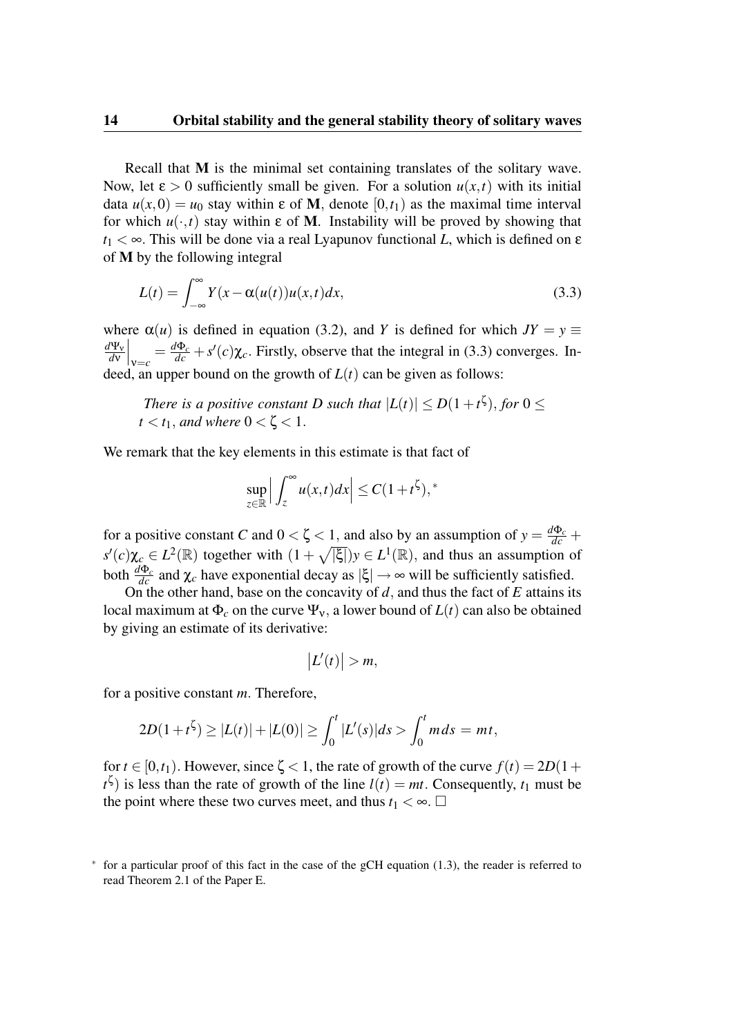Recall that $\mathbf{M}$ is the minimal set containing translates of the solitary wave. Now, let $\varepsilon > 0$ sufficiently small be given. For a solution $u(x,t)$ with its initial data $u(x,0) = u_0$ stay within $\varepsilon$ of $\mathbf{M}$, denote $[0,t_1)$ as the maximal time interval for which $u(\cdot,t)$ stay within $\varepsilon$ of $\mathbf{M}$. Instability will be proved by showing that $t_1 < \infty$. This will be done via a real Lyapunov functional $L$, which is defined on $\varepsilon$ of $\mathbf{M}$ by the following integral

$$L(t) = \int_{-\infty}^{\infty} Y(x - \alpha(u(t))u(x,t)dx, \tag{3.3}$$

where $\alpha(u)$ is defined in equation (3.2), and $Y$ is defined for which $JY = y \equiv \left.\frac{d\Psi_\nu}{d\nu}\right|_{\nu=c} = \frac{d\Phi_c}{dc} + s'(c)\chi_c$. Firstly, observe that the integral in (3.3) converges. Indeed, an upper bound on the growth of $L(t)$ can be given as follows:

> *There is a positive constant $D$ such that $|L(t)| \le D(1+t^{\zeta})$, for $0 \le t < t_1$, and where $0 < \zeta < 1$.*

We remark that the key elements in this estimate is that fact of

$$\sup_{z\in\mathbb{R}}\left|\int_z^{\infty} u(x,t)dx\right| \le C(1+t^{\zeta}),^{*}$$

for a positive constant $C$ and $0 < \zeta < 1$, and also by an assumption of $y = \frac{d\Phi_c}{dc} + s'(c)\chi_c \in L^2(\mathbb{R})$ together with $(1+\sqrt{|\xi|})y \in L^1(\mathbb{R})$, and thus an assumption of both $\frac{d\Phi_c}{dc}$ and $\chi_c$ have exponential decay as $|\xi| \to \infty$ will be sufficiently satisfied.

On the other hand, base on the concavity of $d$, and thus the fact of $E$ attains its local maximum at $\Phi_c$ on the curve $\Psi_\nu$, a lower bound of $L(t)$ can also be obtained by giving an estimate of its derivative:

$$\left|L'(t)\right| > m,$$

for a positive constant $m$. Therefore,

$$2D(1+t^{\zeta}) \ge |L(t)| + |L(0)| \ge \int_0^t |L'(s)|ds > \int_0^t m\,ds = mt,$$

for $t \in [0,t_1)$. However, since $\zeta < 1$, the rate of growth of the curve $f(t) = 2D(1+t^{\zeta})$ is less than the rate of growth of the line $l(t) = mt$. Consequently, $t_1$ must be the point where these two curves meet, and thus $t_1 < \infty$. □

---

[*] for a particular proof of this fact in the case of the gCH equation (1.3), the reader is referred to read Theorem 2.1 of the Paper E.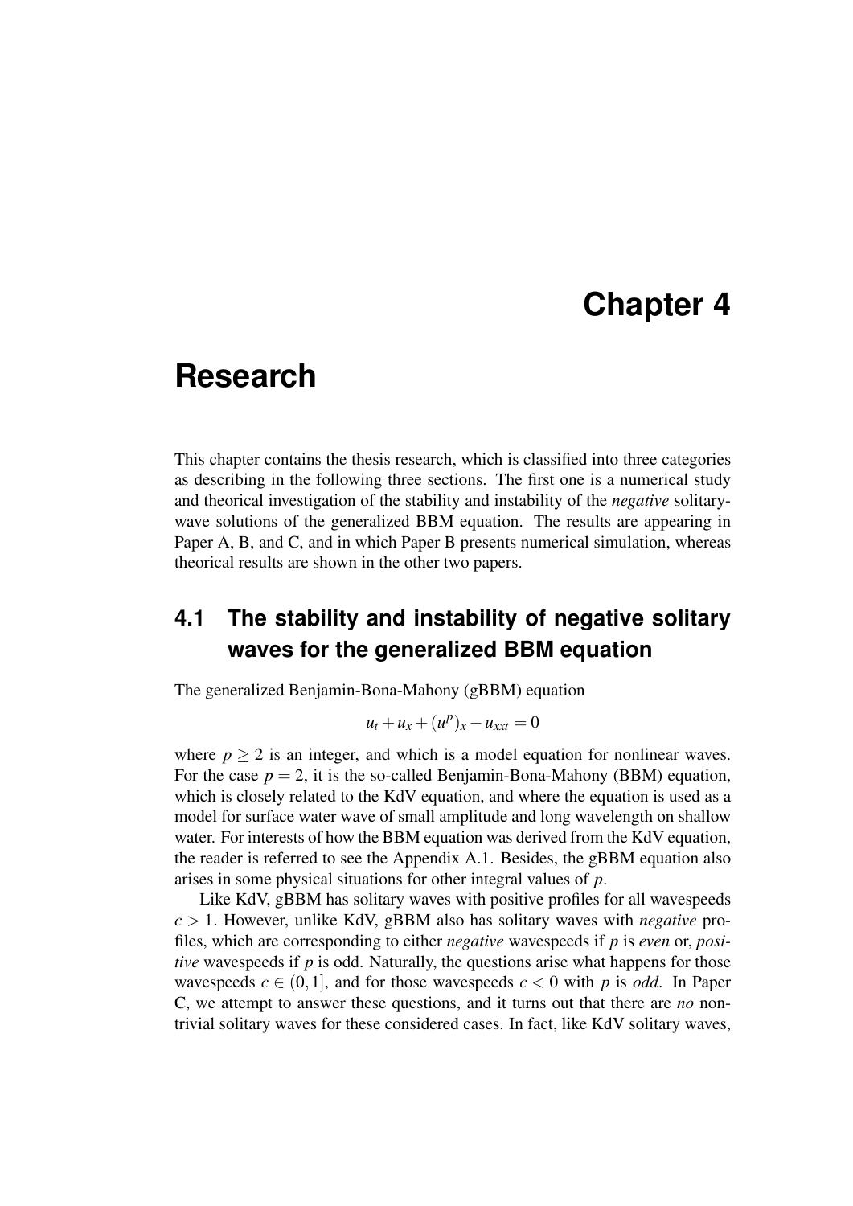# Chapter 4

# Research

This chapter contains the thesis research, which is classified into three categories as describing in the following three sections. The first one is a numerical study and theorical investigation of the stability and instability of the *negative* solitary-wave solutions of the generalized BBM equation. The results are appearing in Paper A, B, and C, and in which Paper B presents numerical simulation, whereas theorical results are shown in the other two papers.

## 4.1 The stability and instability of negative solitary waves for the generalized BBM equation

The generalized Benjamin-Bona-Mahony (gBBM) equation

$$u_t + u_x + (u^p)_x - u_{xxt} = 0$$

where $p \geq 2$ is an integer, and which is a model equation for nonlinear waves. For the case $p = 2$, it is the so-called Benjamin-Bona-Mahony (BBM) equation, which is closely related to the KdV equation, and where the equation is used as a model for surface water wave of small amplitude and long wavelength on shallow water. For interests of how the BBM equation was derived from the KdV equation, the reader is referred to see the Appendix A.1. Besides, the gBBM equation also arises in some physical situations for other integral values of $p$.

Like KdV, gBBM has solitary waves with positive profiles for all wavespeeds $c > 1$. However, unlike KdV, gBBM also has solitary waves with *negative* profiles, which are corresponding to either *negative* wavespeeds if $p$ is *even* or, *positive* wavespeeds if $p$ is odd. Naturally, the questions arise what happens for those wavespeeds $c \in (0, 1]$, and for those wavespeeds $c < 0$ with $p$ is *odd*. In Paper C, we attempt to answer these questions, and it turns out that there are *no* non-trivial solitary waves for these considered cases. In fact, like KdV solitary waves,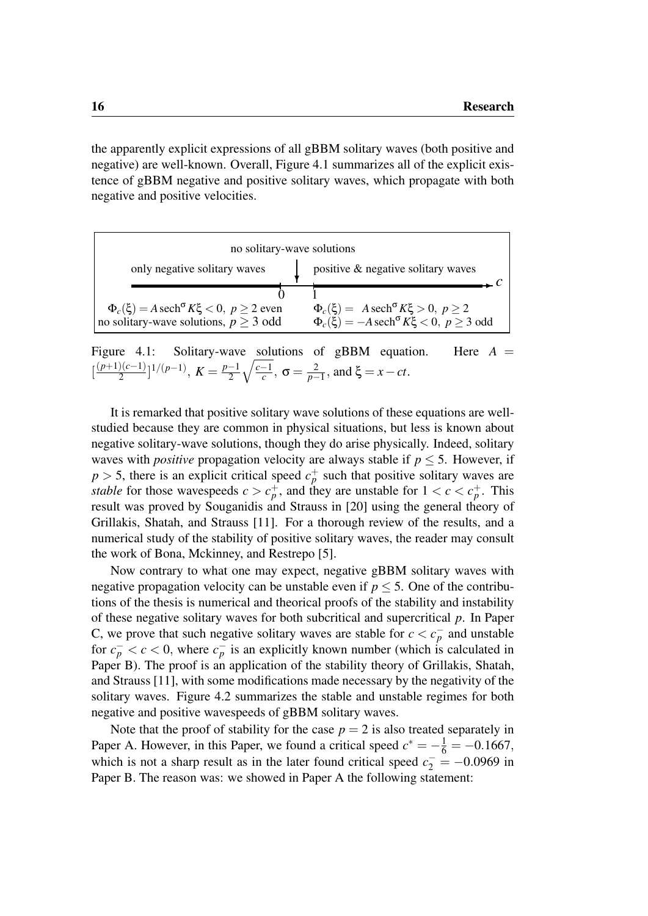the apparently explicit expressions of all gBBM solitary waves (both positive and negative) are well-known. Overall, Figure 4.1 summarizes all of the explicit existence of gBBM negative and positive solitary waves, which propagate with both negative and positive velocities.

| only negative solitary waves | no solitary-wave solutions | positive & negative solitary waves |
|---|---|---|
| $c < 0$ | $0 \le c \le 1$ | $c > 1$ |
| $\Phi_c(\xi) = A\,\mathrm{sech}^{\sigma} K\xi < 0,\ p \geq 2$ even | | $\Phi_c(\xi) = \ A\,\mathrm{sech}^{\sigma} K\xi > 0,\ p \geq 2$ |
| no solitary-wave solutions, $p \geq 3$ odd | | $\Phi_c(\xi) = -A\,\mathrm{sech}^{\sigma} K\xi < 0,\ p \geq 3$ odd |

Figure 4.1: Solitary-wave solutions of gBBM equation. Here $A = [\frac{(p+1)(c-1)}{2}]^{1/(p-1)}$, $K = \frac{p-1}{2}\sqrt{\frac{c-1}{c}}$, $\sigma = \frac{2}{p-1}$, and $\xi = x - ct$.

It is remarked that positive solitary wave solutions of these equations are well-studied because they are common in physical situations, but less is known about negative solitary-wave solutions, though they do arise physically. Indeed, solitary waves with *positive* propagation velocity are always stable if $p \leq 5$. However, if $p > 5$, there is an explicit critical speed $c_p^+$ such that positive solitary waves are *stable* for those wavespeeds $c > c_p^+$, and they are unstable for $1 < c < c_p^+$. This result was proved by Souganidis and Strauss in [20] using the general theory of Grillakis, Shatah, and Strauss [11]. For a thorough review of the results, and a numerical study of the stability of positive solitary waves, the reader may consult the work of Bona, Mckinney, and Restrepo [5].

Now contrary to what one may expect, negative gBBM solitary waves with negative propagation velocity can be unstable even if $p \leq 5$. One of the contributions of the thesis is numerical and theorical proofs of the stability and instability of these negative solitary waves for both subcritical and supercritical $p$. In Paper C, we prove that such negative solitary waves are stable for $c < c_p^-$ and unstable for $c_p^- < c < 0$, where $c_p^-$ is an explicitly known number (which is calculated in Paper B). The proof is an application of the stability theory of Grillakis, Shatah, and Strauss [11], with some modifications made necessary by the negativity of the solitary waves. Figure 4.2 summarizes the stable and unstable regimes for both negative and positive wavespeeds of gBBM solitary waves.

Note that the proof of stability for the case $p = 2$ is also treated separately in Paper A. However, in this Paper, we found a critical speed $c^* = -\frac{1}{6} = -0.1667$, which is not a sharp result as in the later found critical speed $c_2^- = -0.0969$ in Paper B. The reason was: we showed in Paper A the following statement: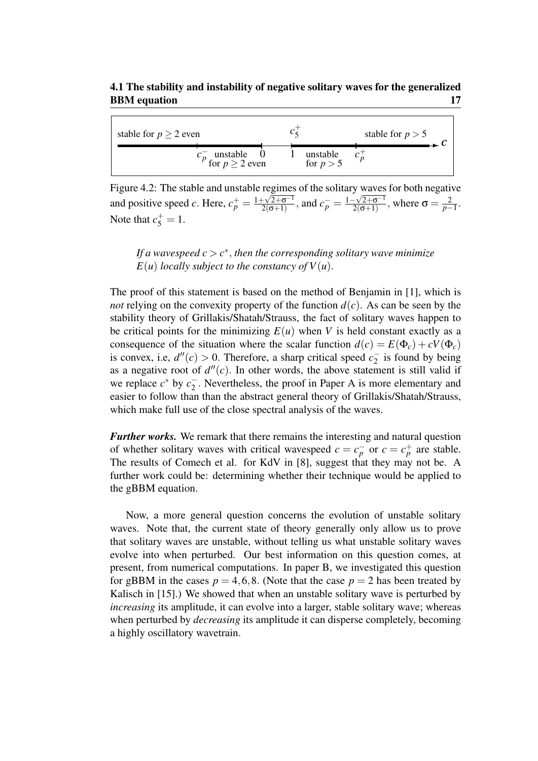stable for $p \geq 2$ even | $c_p^-$ unstable for $p \geq 2$ even | 0 | 1 | $c_5^+$ | unstable for $p > 5$ | $c_p^+$ | stable for $p > 5$ | $c$

Figure 4.2: The stable and unstable regimes of the solitary waves for both negative and positive speed $c$. Here, $c_p^+ = \frac{1+\sqrt{2+\sigma^{-1}}}{2(\sigma+1)}$, and $c_p^- = \frac{1-\sqrt{2+\sigma^{-1}}}{2(\sigma+1)}$, where $\sigma = \frac{2}{p-1}$. Note that $c_5^+ = 1$.

> *If a wavespeed $c > c^*$, then the corresponding solitary wave minimize $E(u)$ locally subject to the constancy of $V(u)$.*

The proof of this statement is based on the method of Benjamin in [1], which is *not* relying on the convexity property of the function $d(c)$. As can be seen by the stability theory of Grillakis/Shatah/Strauss, the fact of solitary waves happen to be critical points for the minimizing $E(u)$ when $V$ is held constant exactly as a consequence of the situation where the scalar function $d(c) = E(\Phi_c) + cV(\Phi_c)$ is convex, i.e, $d''(c) > 0$. Therefore, a sharp critical speed $c_2^-$ is found by being as a negative root of $d''(c)$. In other words, the above statement is still valid if we replace $c^*$ by $c_2^-$. Nevertheless, the proof in Paper A is more elementary and easier to follow than than the abstract general theory of Grillakis/Shatah/Strauss, which make full use of the close spectral analysis of the waves.

***Further works.*** We remark that there remains the interesting and natural question of whether solitary waves with critical wavespeed $c = c_p^-$ or $c = c_p^+$ are stable. The results of Comech et al. for KdV in [8], suggest that they may not be. A further work could be: determining whether their technique would be applied to the gBBM equation.

Now, a more general question concerns the evolution of unstable solitary waves. Note that, the current state of theory generally only allow us to prove that solitary waves are unstable, without telling us what unstable solitary waves evolve into when perturbed. Our best information on this question comes, at present, from numerical computations. In paper B, we investigated this question for gBBM in the cases $p = 4, 6, 8$. (Note that the case $p = 2$ has been treated by Kalisch in [15].) We showed that when an unstable solitary wave is perturbed by *increasing* its amplitude, it can evolve into a larger, stable solitary wave; whereas when perturbed by *decreasing* its amplitude it can disperse completely, becoming a highly oscillatory wavetrain.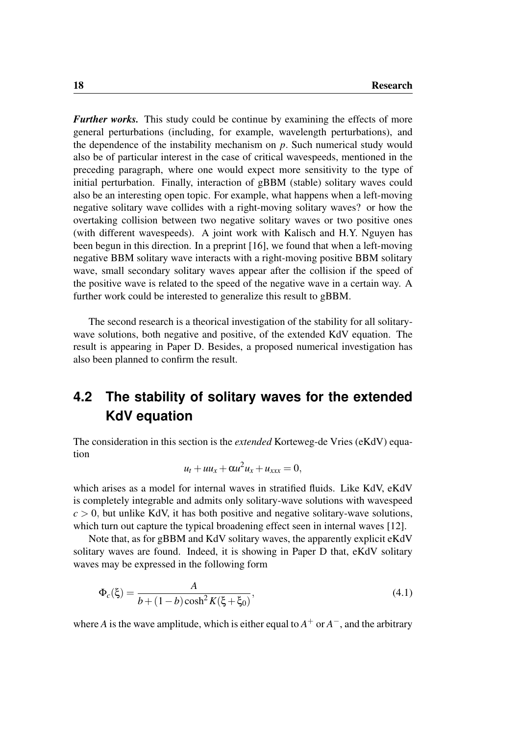***Further works.*** This study could be continue by examining the effects of more general perturbations (including, for example, wavelength perturbations), and the dependence of the instability mechanism on $p$. Such numerical study would also be of particular interest in the case of critical wavespeeds, mentioned in the preceding paragraph, where one would expect more sensitivity to the type of initial perturbation. Finally, interaction of gBBM (stable) solitary waves could also be an interesting open topic. For example, what happens when a left-moving negative solitary wave collides with a right-moving solitary waves? or how the overtaking collision between two negative solitary waves or two positive ones (with different wavespeeds). A joint work with Kalisch and H.Y. Nguyen has been begun in this direction. In a preprint [16], we found that when a left-moving negative BBM solitary wave interacts with a right-moving positive BBM solitary wave, small secondary solitary waves appear after the collision if the speed of the positive wave is related to the speed of the negative wave in a certain way. A further work could be interested to generalize this result to gBBM.

The second research is a theorical investigation of the stability for all solitary-wave solutions, both negative and positive, of the extended KdV equation. The result is appearing in Paper D. Besides, a proposed numerical investigation has also been planned to confirm the result.

## 4.2 The stability of solitary waves for the extended KdV equation

The consideration in this section is the *extended* Korteweg-de Vries (eKdV) equation

$$u_t + uu_x + \alpha u^2 u_x + u_{xxx} = 0,$$

which arises as a model for internal waves in stratified fluids. Like KdV, eKdV is completely integrable and admits only solitary-wave solutions with wavespeed $c > 0$, but unlike KdV, it has both positive and negative solitary-wave solutions, which turn out capture the typical broadening effect seen in internal waves [12].

Note that, as for gBBM and KdV solitary waves, the apparently explicit eKdV solitary waves are found. Indeed, it is showing in Paper D that, eKdV solitary waves may be expressed in the following form

$$\Phi_c(\xi) = \frac{A}{b + (1-b)\cosh^2 K(\xi + \xi_0)}, \tag{4.1}$$

where $A$ is the wave amplitude, which is either equal to $A^+$ or $A^-$, and the arbitrary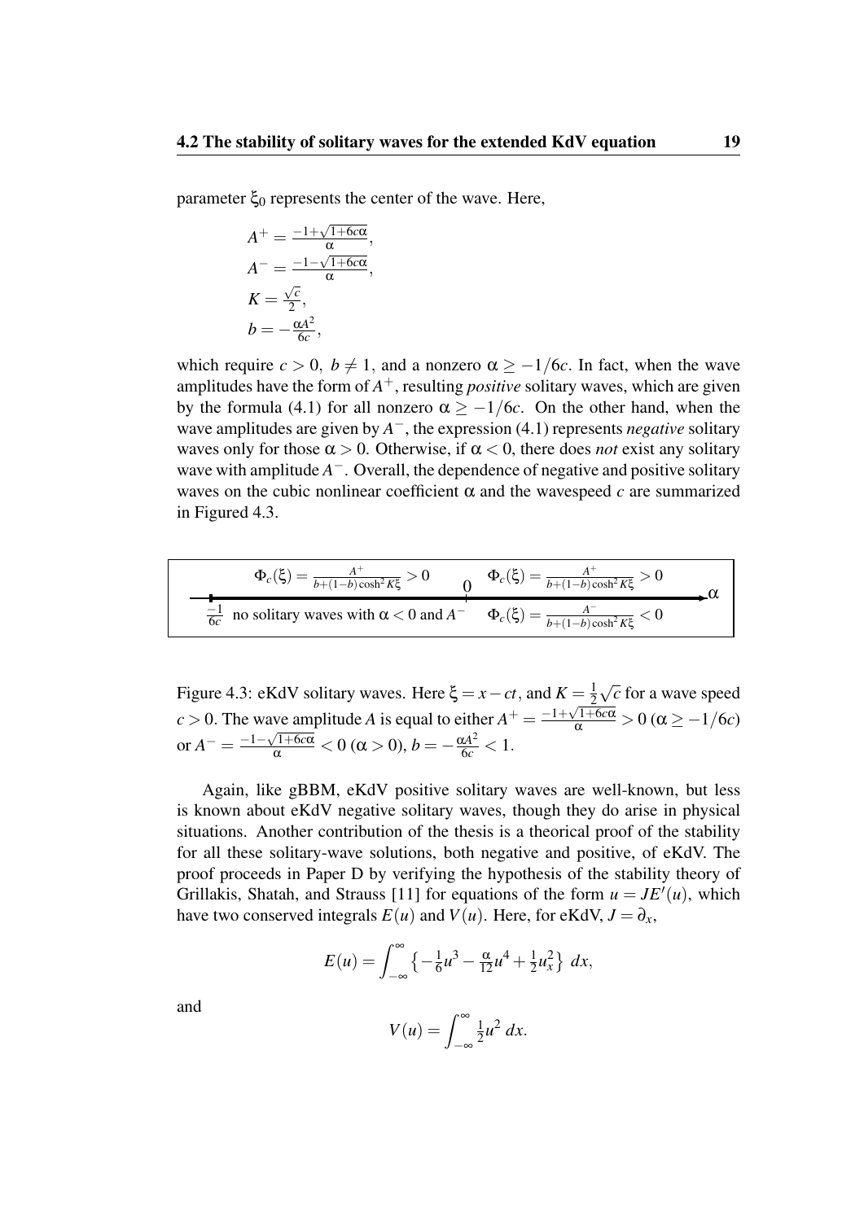parameter $\xi_0$ represents the center of the wave. Here,

$$
\begin{aligned}
A^+ &= \tfrac{-1+\sqrt{1+6c\alpha}}{\alpha}, \\
A^- &= \tfrac{-1-\sqrt{1+6c\alpha}}{\alpha}, \\
K &= \tfrac{\sqrt{c}}{2}, \\
b &= -\tfrac{\alpha A^2}{6c},
\end{aligned}
$$

which require $c > 0$, $b \neq 1$, and a nonzero $\alpha \geq -1/6c$. In fact, when the wave amplitudes have the form of $A^+$, resulting *positive* solitary waves, which are given by the formula (4.1) for all nonzero $\alpha \geq -1/6c$. On the other hand, when the wave amplitudes are given by $A^-$, the expression (4.1) represents *negative* solitary waves only for those $\alpha > 0$. Otherwise, if $\alpha < 0$, there does *not* exist any solitary wave with amplitude $A^-$. Overall, the dependence of negative and positive solitary waves on the cubic nonlinear coefficient $\alpha$ and the wavespeed $c$ are summarized in Figured 4.3.

| $\alpha \in [\frac{-1}{6c}, 0)$ | $\alpha > 0$ |
|---|---|
| $\Phi_c(\xi) = \frac{A^+}{b+(1-b)\cosh^2 K\xi} > 0$ | $\Phi_c(\xi) = \frac{A^+}{b+(1-b)\cosh^2 K\xi} > 0$ |
| no solitary waves with $\alpha < 0$ and $A^-$ | $\Phi_c(\xi) = \frac{A^-}{b+(1-b)\cosh^2 K\xi} < 0$ |

Figure 4.3: eKdV solitary waves. Here $\xi = x - ct$, and $K = \frac{1}{2}\sqrt{c}$ for a wave speed $c > 0$. The wave amplitude $A$ is equal to either $A^+ = \frac{-1+\sqrt{1+6c\alpha}}{\alpha} > 0$ $(\alpha \geq -1/6c)$ or $A^- = \frac{-1-\sqrt{1+6c\alpha}}{\alpha} < 0$ $(\alpha > 0)$, $b = -\frac{\alpha A^2}{6c} < 1$.

Again, like gBBM, eKdV positive solitary waves are well-known, but less is known about eKdV negative solitary waves, though they do arise in physical situations. Another contribution of the thesis is a theorical proof of the stability for all these solitary-wave solutions, both negative and positive, of eKdV. The proof proceeds in Paper D by verifying the hypothesis of the stability theory of Grillakis, Shatah, and Strauss [11] for equations of the form $u = JE'(u)$, which have two conserved integrals $E(u)$ and $V(u)$. Here, for eKdV, $J = \partial_x$,

$$
E(u) = \int_{-\infty}^{\infty} \left\{ -\tfrac{1}{6}u^3 - \tfrac{\alpha}{12}u^4 + \tfrac{1}{2}u_x^2 \right\} \, dx,
$$

and

$$
V(u) = \int_{-\infty}^{\infty} \tfrac{1}{2}u^2 \, dx.
$$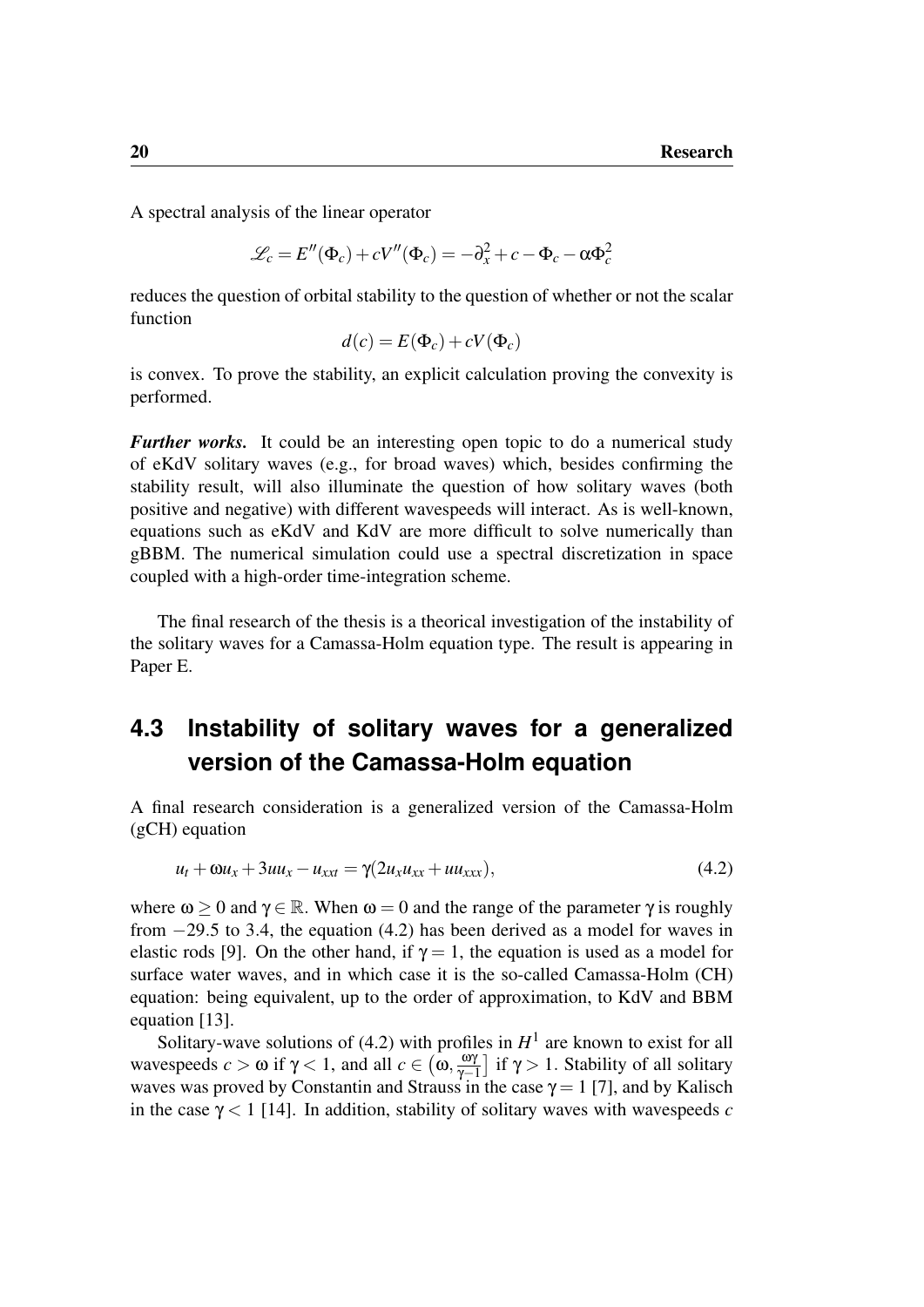A spectral analysis of the linear operator

$$\mathscr{L}_c = E''(\Phi_c) + cV''(\Phi_c) = -\partial_x^2 + c - \Phi_c - \alpha\Phi_c^2$$

reduces the question of orbital stability to the question of whether or not the scalar function

$$d(c) = E(\Phi_c) + cV(\Phi_c)$$

is convex. To prove the stability, an explicit calculation proving the convexity is performed.

***Further works.*** It could be an interesting open topic to do a numerical study of eKdV solitary waves (e.g., for broad waves) which, besides confirming the stability result, will also illuminate the question of how solitary waves (both positive and negative) with different wavespeeds will interact. As is well-known, equations such as eKdV and KdV are more difficult to solve numerically than gBBM. The numerical simulation could use a spectral discretization in space coupled with a high-order time-integration scheme.

The final research of the thesis is a theorical investigation of the instability of the solitary waves for a Camassa-Holm equation type. The result is appearing in Paper E.

## 4.3 Instability of solitary waves for a generalized version of the Camassa-Holm equation

A final research consideration is a generalized version of the Camassa-Holm (gCH) equation

$$u_t + \omega u_x + 3uu_x - u_{xxt} = \gamma(2u_x u_{xx} + uu_{xxx}), \tag{4.2}$$

where $\omega \geq 0$ and $\gamma \in \mathbb{R}$. When $\omega = 0$ and the range of the parameter $\gamma$ is roughly from $-29.5$ to $3.4$, the equation (4.2) has been derived as a model for waves in elastic rods [9]. On the other hand, if $\gamma = 1$, the equation is used as a model for surface water waves, and in which case it is the so-called Camassa-Holm (CH) equation: being equivalent, up to the order of approximation, to KdV and BBM equation [13].

Solitary-wave solutions of (4.2) with profiles in $H^1$ are known to exist for all wavespeeds $c > \omega$ if $\gamma < 1$, and all $c \in \left(\omega, \frac{\omega\gamma}{\gamma-1}\right]$ if $\gamma > 1$. Stability of all solitary waves was proved by Constantin and Strauss in the case $\gamma = 1$ [7], and by Kalisch in the case $\gamma < 1$ [14]. In addition, stability of solitary waves with wavespeeds $c$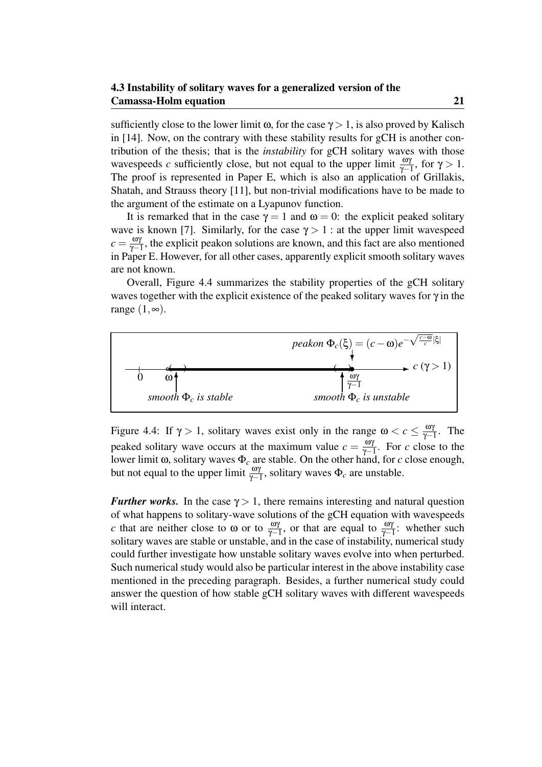sufficiently close to the lower limit $\omega$, for the case $\gamma > 1$, is also proved by Kalisch in [14]. Now, on the contrary with these stability results for gCH is another contribution of the thesis; that is the *instability* for gCH solitary waves with those wavespeeds $c$ sufficiently close, but not equal to the upper limit $\frac{\omega\gamma}{\gamma-1}$, for $\gamma > 1$. The proof is represented in Paper E, which is also an application of Grillakis, Shatah, and Strauss theory [11], but non-trivial modifications have to be made to the argument of the estimate on a Lyapunov function.

It is remarked that in the case $\gamma = 1$ and $\omega = 0$: the explicit peaked solitary wave is known [7]. Similarly, for the case $\gamma > 1$ : at the upper limit wavespeed $c = \frac{\omega\gamma}{\gamma-1}$, the explicit peakon solutions are known, and this fact are also mentioned in Paper E. However, for all other cases, apparently explicit smooth solitary waves are not known.

Overall, Figure 4.4 summarizes the stability properties of the gCH solitary waves together with the explicit existence of the peaked solitary waves for $\gamma$ in the range $(1, \infty)$.

*peakon* $\Phi_c(\xi) = (c-\omega)e^{-\sqrt{\frac{c-\omega}{c}}|\xi|}$

$0$ $\quad\omega\quad$ $\frac{\omega\gamma}{\gamma-1}$ $\quad c\ (\gamma > 1)$

*smooth* $\Phi_c$ *is stable* $\qquad$ *smooth* $\Phi_c$ *is unstable*

Figure 4.4: If $\gamma > 1$, solitary waves exist only in the range $\omega < c \leq \frac{\omega\gamma}{\gamma-1}$. The peaked solitary wave occurs at the maximum value $c = \frac{\omega\gamma}{\gamma-1}$. For $c$ close to the lower limit $\omega$, solitary waves $\Phi_c$ are stable. On the other hand, for $c$ close enough, but not equal to the upper limit $\frac{\omega\gamma}{\gamma-1}$, solitary waves $\Phi_c$ are unstable.

***Further works.*** In the case $\gamma > 1$, there remains interesting and natural question of what happens to solitary-wave solutions of the gCH equation with wavespeeds $c$ that are neither close to $\omega$ or to $\frac{\omega\gamma}{\gamma-1}$, or that are equal to $\frac{\omega\gamma}{\gamma-1}$: whether such solitary waves are stable or unstable, and in the case of instability, numerical study could further investigate how unstable solitary waves evolve into when perturbed. Such numerical study would also be particular interest in the above instability case mentioned in the preceding paragraph. Besides, a further numerical study could answer the question of how stable gCH solitary waves with different wavespeeds will interact.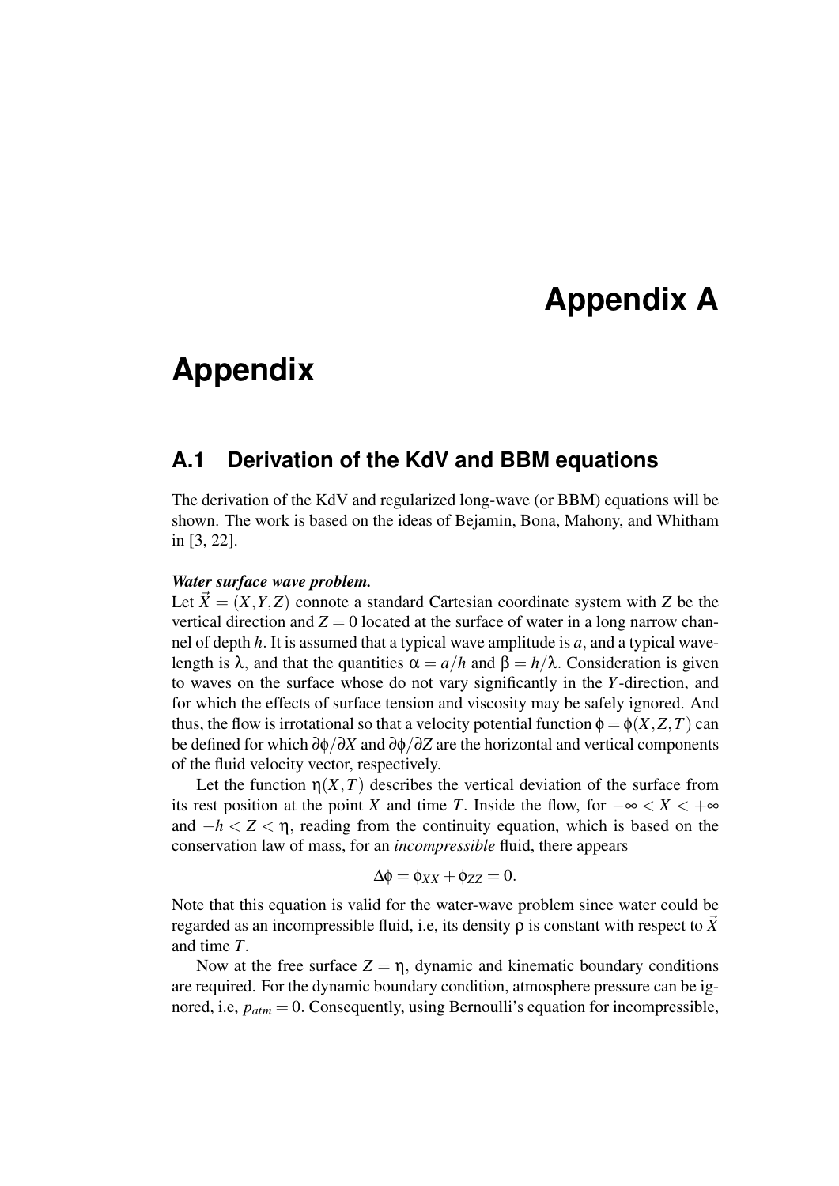# Appendix A

# Appendix

## A.1 Derivation of the KdV and BBM equations

The derivation of the KdV and regularized long-wave (or BBM) equations will be shown. The work is based on the ideas of Bejamin, Bona, Mahony, and Whitham in [3, 22].

***Water surface wave problem.***

Let $\vec{X} = (X,Y,Z)$ connote a standard Cartesian coordinate system with $Z$ be the vertical direction and $Z = 0$ located at the surface of water in a long narrow channel of depth $h$. It is assumed that a typical wave amplitude is $a$, and a typical wavelength is $\lambda$, and that the quantities $\alpha = a/h$ and $\beta = h/\lambda$. Consideration is given to waves on the surface whose do not vary significantly in the $Y$-direction, and for which the effects of surface tension and viscosity may be safely ignored. And thus, the flow is irrotational so that a velocity potential function $\phi = \phi(X,Z,T)$ can be defined for which $\partial\phi/\partial X$ and $\partial\phi/\partial Z$ are the horizontal and vertical components of the fluid velocity vector, respectively.

Let the function $\eta(X,T)$ describes the vertical deviation of the surface from its rest position at the point $X$ and time $T$. Inside the flow, for $-\infty < X < +\infty$ and $-h < Z < \eta$, reading from the continuity equation, which is based on the conservation law of mass, for an *incompressible* fluid, there appears

$$\Delta\phi = \phi_{XX} + \phi_{ZZ} = 0.$$

Note that this equation is valid for the water-wave problem since water could be regarded as an incompressible fluid, i.e, its density $\rho$ is constant with respect to $\vec{X}$ and time $T$.

Now at the free surface $Z = \eta$, dynamic and kinematic boundary conditions are required. For the dynamic boundary condition, atmosphere pressure can be ignored, i.e, $p_{atm} = 0$. Consequently, using Bernoulli's equation for incompressible,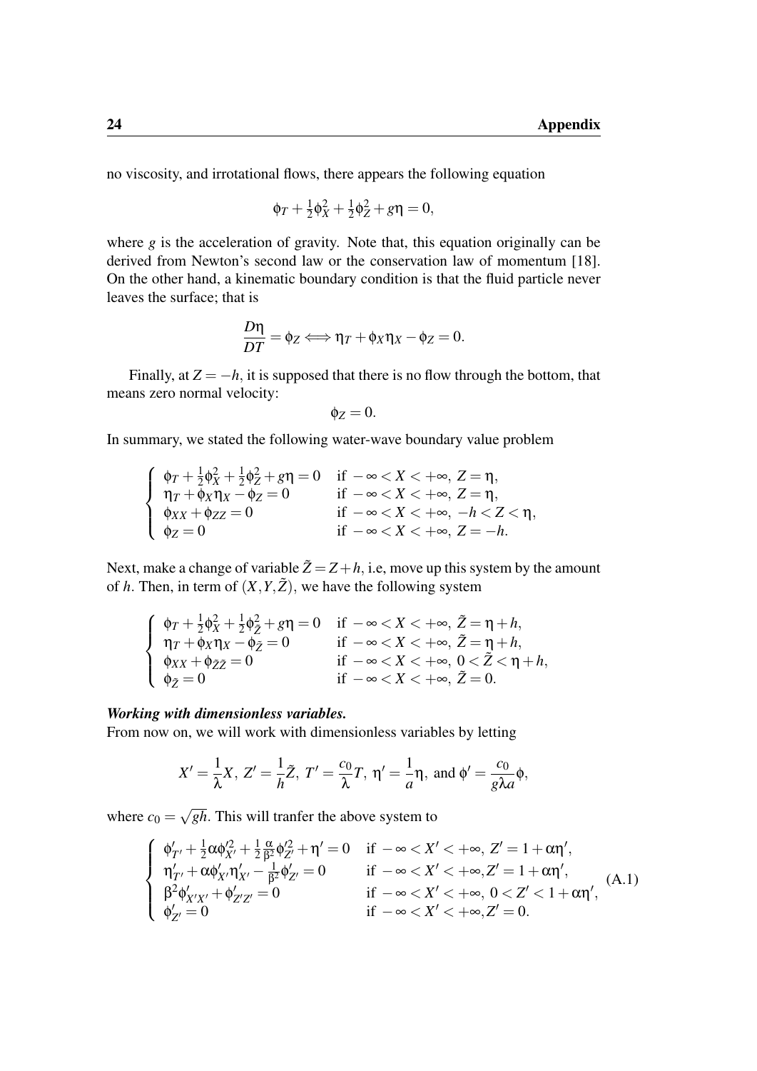no viscosity, and irrotational flows, there appears the following equation

$$\phi_T + \tfrac{1}{2}\phi_X^2 + \tfrac{1}{2}\phi_Z^2 + g\eta = 0,$$

where $g$ is the acceleration of gravity. Note that, this equation originally can be derived from Newton's second law or the conservation law of momentum [18]. On the other hand, a kinematic boundary condition is that the fluid particle never leaves the surface; that is

$$\frac{D\eta}{DT} = \phi_Z \Longleftrightarrow \eta_T + \phi_X \eta_X - \phi_Z = 0.$$

Finally, at $Z = -h$, it is supposed that there is no flow through the bottom, that means zero normal velocity:

$$\phi_Z = 0.$$

In summary, we stated the following water-wave boundary value problem

$$\begin{cases} \phi_T + \frac{1}{2}\phi_X^2 + \frac{1}{2}\phi_Z^2 + g\eta = 0 & \text{if } -\infty < X < +\infty,\ Z = \eta, \\ \eta_T + \phi_X \eta_X - \phi_Z = 0 & \text{if } -\infty < X < +\infty,\ Z = \eta, \\ \phi_{XX} + \phi_{ZZ} = 0 & \text{if } -\infty < X < +\infty,\ -h < Z < \eta, \\ \phi_Z = 0 & \text{if } -\infty < X < +\infty,\ Z = -h. \end{cases}$$

Next, make a change of variable $\tilde{Z} = Z + h$, i.e, move up this system by the amount of $h$. Then, in term of $(X, Y, \tilde{Z})$, we have the following system

$$\begin{cases} \phi_T + \frac{1}{2}\phi_X^2 + \frac{1}{2}\phi_{\tilde{Z}}^2 + g\eta = 0 & \text{if } -\infty < X < +\infty,\ \tilde{Z} = \eta + h, \\ \eta_T + \phi_X \eta_X - \phi_{\tilde{Z}} = 0 & \text{if } -\infty < X < +\infty,\ \tilde{Z} = \eta + h, \\ \phi_{XX} + \phi_{\tilde{Z}\tilde{Z}} = 0 & \text{if } -\infty < X < +\infty,\ 0 < \tilde{Z} < \eta + h, \\ \phi_{\tilde{Z}} = 0 & \text{if } -\infty < X < +\infty,\ \tilde{Z} = 0. \end{cases}$$

***Working with dimensionless variables.***

From now on, we will work with dimensionless variables by letting

$$X' = \frac{1}{\lambda}X,\ Z' = \frac{1}{h}\tilde{Z},\ T' = \frac{c_0}{\lambda}T,\ \eta' = \frac{1}{a}\eta, \text{ and } \phi' = \frac{c_0}{g\lambda a}\phi,$$

where $c_0 = \sqrt{gh}$. This will tranfer the above system to

$$\begin{cases} \phi'_{T'} + \frac{1}{2}\alpha\phi'^2_{X'} + \frac{1}{2}\frac{\alpha}{\beta^2}\phi'^2_{Z'} + \eta' = 0 & \text{if } -\infty < X' < +\infty,\ Z' = 1 + \alpha\eta', \\ \eta'_{T'} + \alpha\phi'_{X'}\eta'_{X'} - \frac{1}{\beta^2}\phi'_{Z'} = 0 & \text{if } -\infty < X' < +\infty, Z' = 1 + \alpha\eta', \\ \beta^2\phi'_{X'X'} + \phi'_{Z'Z'} = 0 & \text{if } -\infty < X' < +\infty,\ 0 < Z' < 1 + \alpha\eta', \\ \phi'_{Z'} = 0 & \text{if } -\infty < X' < +\infty, Z' = 0. \end{cases} \tag{A.1}$$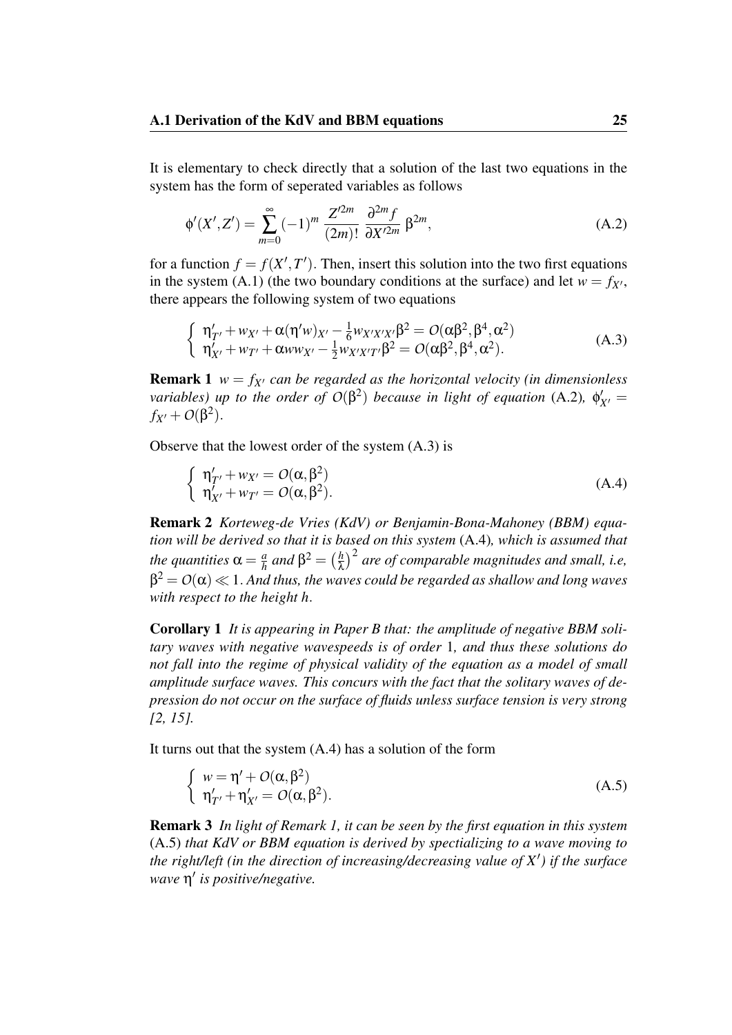It is elementary to check directly that a solution of the last two equations in the system has the form of seperated variables as follows

$$\phi'(X',Z') = \sum_{m=0}^{\infty} (-1)^m \frac{Z'^{2m}}{(2m)!} \frac{\partial^{2m} f}{\partial X'^{2m}} \beta^{2m}, \tag{A.2}$$

for a function $f = f(X',T')$. Then, insert this solution into the two first equations in the system (A.1) (the two boundary conditions at the surface) and let $w = f_{X'}$, there appears the following system of two equations

$$\begin{cases} \eta'_{T'} + w_{X'} + \alpha(\eta' w)_{X'} - \frac{1}{6} w_{X'X'X'}\beta^2 = O(\alpha\beta^2, \beta^4, \alpha^2) \\ \eta'_{X'} + w_{T'} + \alpha w w_{X'} - \frac{1}{2} w_{X'X'T'}\beta^2 = O(\alpha\beta^2, \beta^4, \alpha^2). \end{cases} \tag{A.3}$$

**Remark 1** *$w = f_{X'}$ can be regarded as the horizontal velocity (in dimensionless variables) up to the order of $O(\beta^2)$ because in light of equation* (A.2)*, $\phi'_{X'} = f_{X'} + O(\beta^2)$.*

Observe that the lowest order of the system (A.3) is

$$\begin{cases} \eta'_{T'} + w_{X'} = O(\alpha, \beta^2) \\ \eta'_{X'} + w_{T'} = O(\alpha, \beta^2). \end{cases} \tag{A.4}$$

**Remark 2** *Korteweg-de Vries (KdV) or Benjamin-Bona-Mahoney (BBM) equation will be derived so that it is based on this system* (A.4)*, which is assumed that the quantities $\alpha = \frac{a}{h}$ and $\beta^2 = \left(\frac{h}{\lambda}\right)^2$ are of comparable magnitudes and small, i.e, $\beta^2 = O(\alpha) \ll 1$. And thus, the waves could be regarded as shallow and long waves with respect to the height $h$.*

**Corollary 1** *It is appearing in Paper B that: the amplitude of negative BBM solitary waves with negative wavespeeds is of order* 1*, and thus these solutions do not fall into the regime of physical validity of the equation as a model of small amplitude surface waves. This concurs with the fact that the solitary waves of depression do not occur on the surface of fluids unless surface tension is very strong [2, 15].*

It turns out that the system (A.4) has a solution of the form

$$\begin{cases} w = \eta' + O(\alpha, \beta^2) \\ \eta'_{T'} + \eta'_{X'} = O(\alpha, \beta^2). \end{cases} \tag{A.5}$$

**Remark 3** *In light of Remark 1, it can be seen by the first equation in this system* (A.5) *that KdV or BBM equation is derived by spectializing to a wave moving to the right/left (in the direction of increasing/decreasing value of $X'$) if the surface wave $\eta'$ is positive/negative.*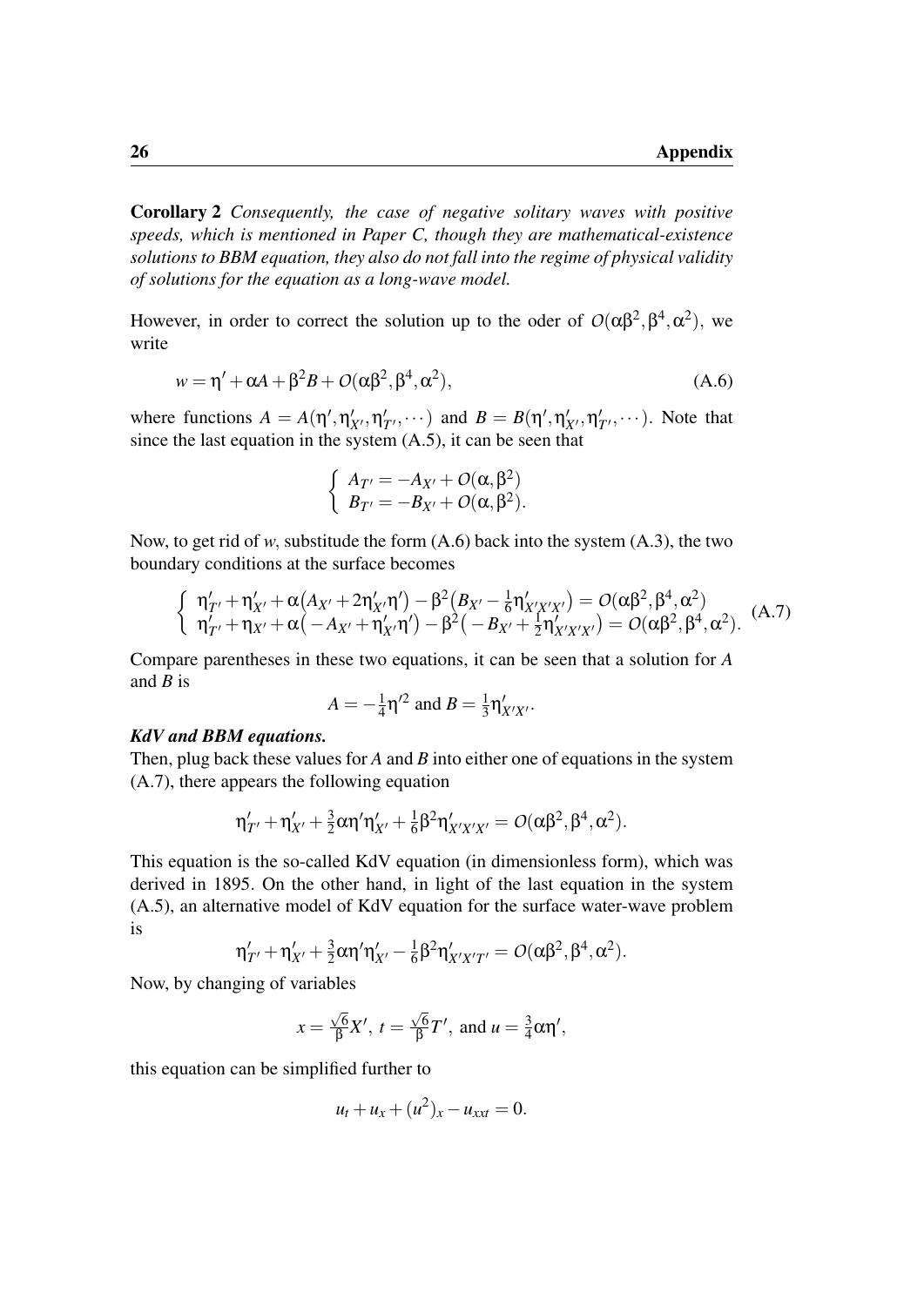**Corollary 2** *Consequently, the case of negative solitary waves with positive speeds, which is mentioned in Paper C, though they are mathematical-existence solutions to BBM equation, they also do not fall into the regime of physical validity of solutions for the equation as a long-wave model.*

However, in order to correct the solution up to the oder of $O(\alpha\beta^2, \beta^4, \alpha^2)$, we write

$$w = \eta' + \alpha A + \beta^2 B + O(\alpha\beta^2, \beta^4, \alpha^2), \tag{A.6}$$

where functions $A = A(\eta', \eta'_{X'}, \eta'_{T'}, \cdots)$ and $B = B(\eta', \eta'_{X'}, \eta'_{T'}, \cdots)$. Note that since the last equation in the system (A.5), it can be seen that

$$\begin{cases} A_{T'} = -A_{X'} + O(\alpha, \beta^2) \\ B_{T'} = -B_{X'} + O(\alpha, \beta^2). \end{cases}$$

Now, to get rid of $w$, substitude the form (A.6) back into the system (A.3), the two boundary conditions at the surface becomes

$$\begin{cases} \eta'_{T'} + \eta'_{X'} + \alpha\big(A_{X'} + 2\eta'_{X'}\eta'\big) - \beta^2\big(B_{X'} - \frac{1}{6}\eta'_{X'X'X'}\big) = O(\alpha\beta^2, \beta^4, \alpha^2) \\ \eta'_{T'} + \eta_{X'} + \alpha\big(-A_{X'} + \eta'_{X'}\eta'\big) - \beta^2\big(-B_{X'} + \frac{1}{2}\eta'_{X'X'X'}\big) = O(\alpha\beta^2, \beta^4, \alpha^2). \end{cases} \tag{A.7}$$

Compare parentheses in these two equations, it can be seen that a solution for $A$ and $B$ is

$$A = -\tfrac{1}{4}\eta'^2 \text{ and } B = \tfrac{1}{3}\eta'_{X'X'}.$$

***KdV and BBM equations.***

Then, plug back these values for $A$ and $B$ into either one of equations in the system (A.7), there appears the following equation

$$\eta'_{T'} + \eta'_{X'} + \tfrac{3}{2}\alpha\eta'\eta'_{X'} + \tfrac{1}{6}\beta^2\eta'_{X'X'X'} = O(\alpha\beta^2, \beta^4, \alpha^2).$$

This equation is the so-called KdV equation (in dimensionless form), which was derived in 1895. On the other hand, in light of the last equation in the system (A.5), an alternative model of KdV equation for the surface water-wave problem is

$$\eta'_{T'} + \eta'_{X'} + \tfrac{3}{2}\alpha\eta'\eta'_{X'} - \tfrac{1}{6}\beta^2\eta'_{X'X'T'} = O(\alpha\beta^2, \beta^4, \alpha^2).$$

Now, by changing of variables

$$x = \tfrac{\sqrt{6}}{\beta}X', \; t = \tfrac{\sqrt{6}}{\beta}T', \text{ and } u = \tfrac{3}{4}\alpha\eta',$$

this equation can be simplified further to

$$u_t + u_x + (u^2)_x - u_{xxt} = 0.$$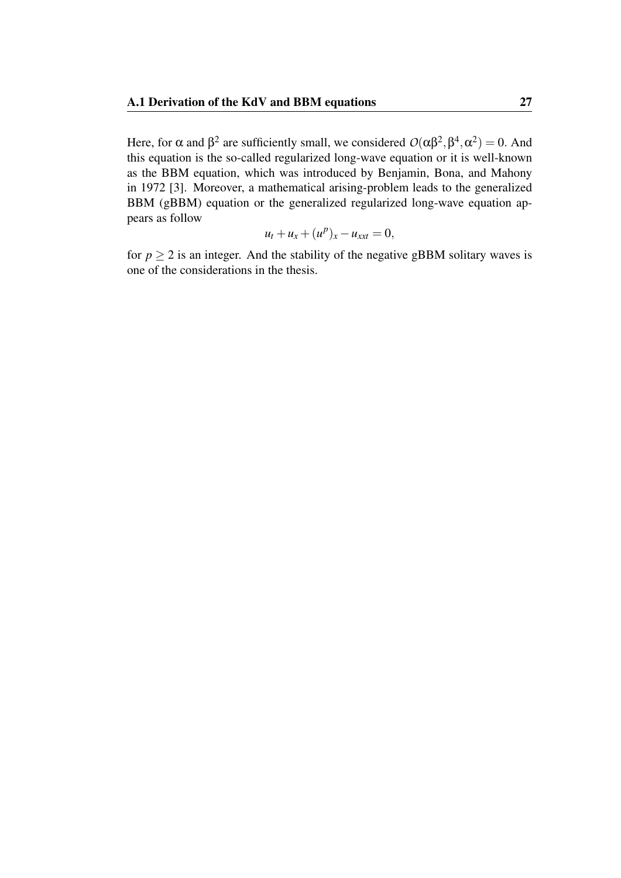Here, for $\alpha$ and $\beta^2$ are sufficiently small, we considered $O(\alpha\beta^2, \beta^4, \alpha^2) = 0$. And this equation is the so-called regularized long-wave equation or it is well-known as the BBM equation, which was introduced by Benjamin, Bona, and Mahony in 1972 [3]. Moreover, a mathematical arising-problem leads to the generalized BBM (gBBM) equation or the generalized regularized long-wave equation appears as follow

$$u_t + u_x + (u^p)_x - u_{xxt} = 0,$$

for $p \geq 2$ is an integer. And the stability of the negative gBBM solitary waves is one of the considerations in the thesis.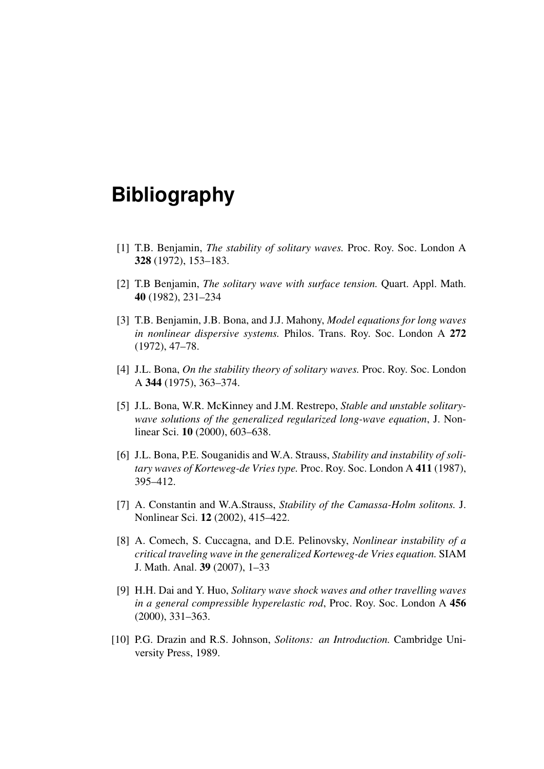# Bibliography

[1] T.B. Benjamin, *The stability of solitary waves.* Proc. Roy. Soc. London A **328** (1972), 153–183.

[2] T.B Benjamin, *The solitary wave with surface tension.* Quart. Appl. Math. **40** (1982), 231–234

[3] T.B. Benjamin, J.B. Bona, and J.J. Mahony, *Model equations for long waves in nonlinear dispersive systems.* Philos. Trans. Roy. Soc. London A **272** (1972), 47–78.

[4] J.L. Bona, *On the stability theory of solitary waves.* Proc. Roy. Soc. London A **344** (1975), 363–374.

[5] J.L. Bona, W.R. McKinney and J.M. Restrepo, *Stable and unstable solitary-wave solutions of the generalized regularized long-wave equation*, J. Nonlinear Sci. **10** (2000), 603–638.

[6] J.L. Bona, P.E. Souganidis and W.A. Strauss, *Stability and instability of solitary waves of Korteweg-de Vries type.* Proc. Roy. Soc. London A **411** (1987), 395–412.

[7] A. Constantin and W.A.Strauss, *Stability of the Camassa-Holm solitons.* J. Nonlinear Sci. **12** (2002), 415–422.

[8] A. Comech, S. Cuccagna, and D.E. Pelinovsky, *Nonlinear instability of a critical traveling wave in the generalized Korteweg-de Vries equation.* SIAM J. Math. Anal. **39** (2007), 1–33

[9] H.H. Dai and Y. Huo, *Solitary wave shock waves and other travelling waves in a general compressible hyperelastic rod*, Proc. Roy. Soc. London A **456** (2000), 331–363.

[10] P.G. Drazin and R.S. Johnson, *Solitons: an Introduction.* Cambridge University Press, 1989.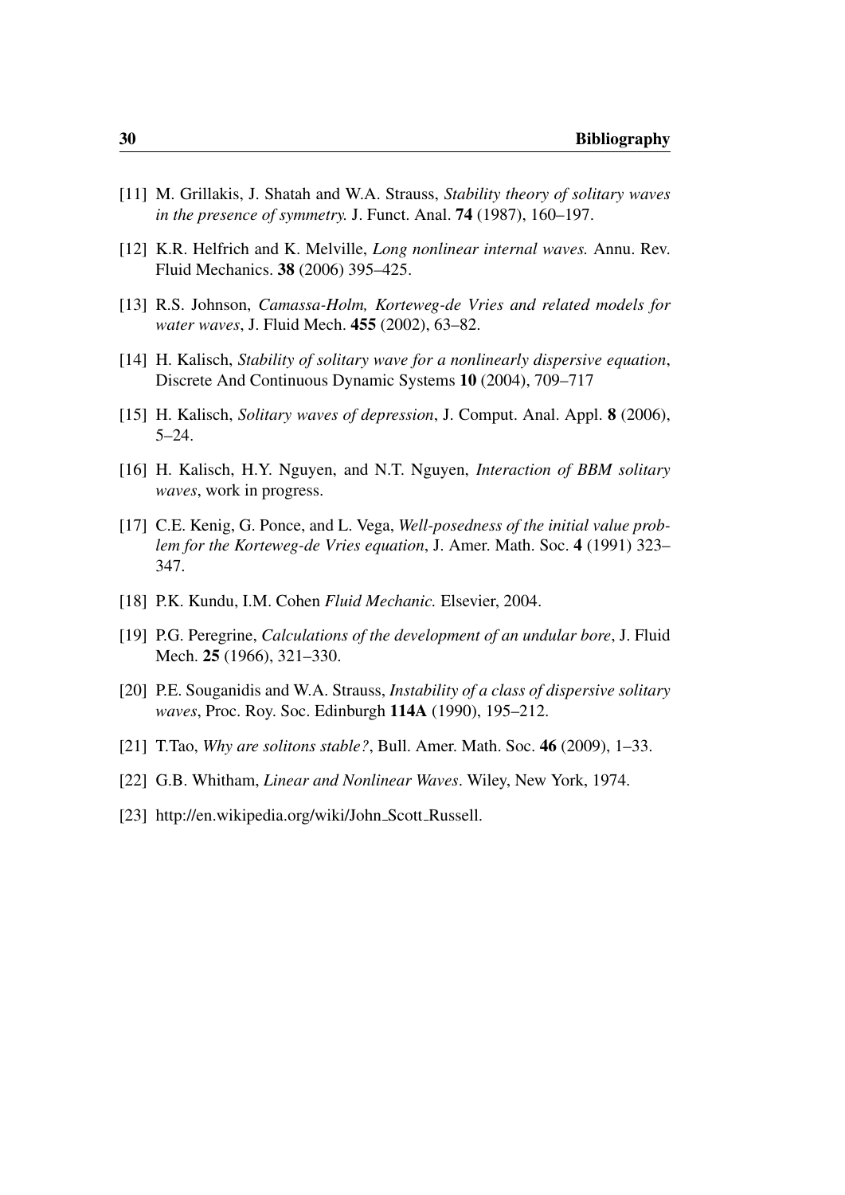[11] M. Grillakis, J. Shatah and W.A. Strauss, *Stability theory of solitary waves in the presence of symmetry.* J. Funct. Anal. **74** (1987), 160–197.

[12] K.R. Helfrich and K. Melville, *Long nonlinear internal waves.* Annu. Rev. Fluid Mechanics. **38** (2006) 395–425.

[13] R.S. Johnson, *Camassa-Holm, Korteweg-de Vries and related models for water waves*, J. Fluid Mech. **455** (2002), 63–82.

[14] H. Kalisch, *Stability of solitary wave for a nonlinearly dispersive equation*, Discrete And Continuous Dynamic Systems **10** (2004), 709–717

[15] H. Kalisch, *Solitary waves of depression*, J. Comput. Anal. Appl. **8** (2006), 5–24.

[16] H. Kalisch, H.Y. Nguyen, and N.T. Nguyen, *Interaction of BBM solitary waves*, work in progress.

[17] C.E. Kenig, G. Ponce, and L. Vega, *Well-posedness of the initial value problem for the Korteweg-de Vries equation*, J. Amer. Math. Soc. **4** (1991) 323–347.

[18] P.K. Kundu, I.M. Cohen *Fluid Mechanic.* Elsevier, 2004.

[19] P.G. Peregrine, *Calculations of the development of an undular bore*, J. Fluid Mech. **25** (1966), 321–330.

[20] P.E. Souganidis and W.A. Strauss, *Instability of a class of dispersive solitary waves*, Proc. Roy. Soc. Edinburgh **114A** (1990), 195–212.

[21] T.Tao, *Why are solitons stable?*, Bull. Amer. Math. Soc. **46** (2009), 1–33.

[22] G.B. Whitham, *Linear and Nonlinear Waves*. Wiley, New York, 1974.

[23] http://en.wikipedia.org/wiki/John_Scott_Russell.